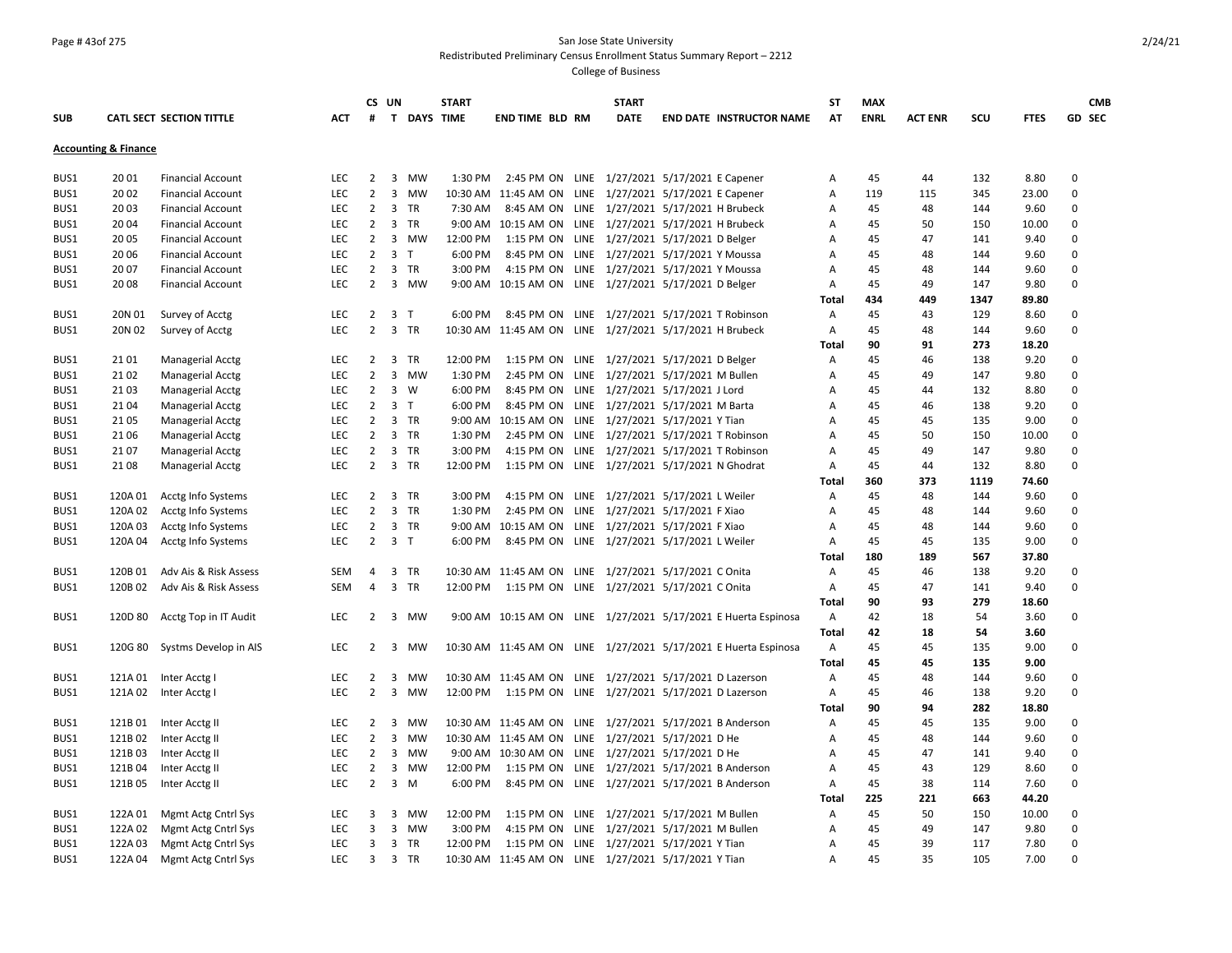San Jose State University

Redistributed Preliminary Census Enrollment Status Summary Report – 2212

College of Business

| SUB | CATL SECT | SECTION TITTLE | ACT | CS # | UN T | DAYS | START TIME | END TIME | BLD | RM | START DATE | END DATE | INSTRUCTOR NAME | ST AT | MAX ENRL | ACT ENR | SCU | FTES | GD | CMB SEC |
|---|---|---|---|---|---|---|---|---|---|---|---|---|---|---|---|---|---|---|---|---|
| **Accounting & Finance** | | | | | | | | | | | | | | | | | | | | |
| BUS1 | 20 01 | Financial Account | LEC | 2 | 3 | MW | 1:30 PM | 2:45 PM | ON | LINE | 1/27/2021 | 5/17/2021 | E Capener | A | 45 | 44 | 132 | 8.80 | 0 | |
| BUS1 | 20 02 | Financial Account | LEC | 2 | 3 | MW | 10:30 AM | 11:45 AM | ON | LINE | 1/27/2021 | 5/17/2021 | E Capener | A | 119 | 115 | 345 | 23.00 | 0 | |
| BUS1 | 20 03 | Financial Account | LEC | 2 | 3 | TR | 7:30 AM | 8:45 AM | ON | LINE | 1/27/2021 | 5/17/2021 | H Brubeck | A | 45 | 48 | 144 | 9.60 | 0 | |
| BUS1 | 20 04 | Financial Account | LEC | 2 | 3 | TR | 9:00 AM | 10:15 AM | ON | LINE | 1/27/2021 | 5/17/2021 | H Brubeck | A | 45 | 50 | 150 | 10.00 | 0 | |
| BUS1 | 20 05 | Financial Account | LEC | 2 | 3 | MW | 12:00 PM | 1:15 PM | ON | LINE | 1/27/2021 | 5/17/2021 | D Belger | A | 45 | 47 | 141 | 9.40 | 0 | |
| BUS1 | 20 06 | Financial Account | LEC | 2 | 3 | T | 6:00 PM | 8:45 PM | ON | LINE | 1/27/2021 | 5/17/2021 | Y Moussa | A | 45 | 48 | 144 | 9.60 | 0 | |
| BUS1 | 20 07 | Financial Account | LEC | 2 | 3 | TR | 3:00 PM | 4:15 PM | ON | LINE | 1/27/2021 | 5/17/2021 | Y Moussa | A | 45 | 48 | 144 | 9.60 | 0 | |
| BUS1 | 20 08 | Financial Account | LEC | 2 | 3 | MW | 9:00 AM | 10:15 AM | ON | LINE | 1/27/2021 | 5/17/2021 | D Belger | A | 45 | 49 | 147 | 9.80 | 0 | |
| | | | | | | | | | | | | | | **Total** | **434** | **449** | **1347** | **89.80** | | |
| BUS1 | 20N 01 | Survey of Acctg | LEC | 2 | 3 | T | 6:00 PM | 8:45 PM | ON | LINE | 1/27/2021 | 5/17/2021 | T Robinson | A | 45 | 43 | 129 | 8.60 | 0 | |
| BUS1 | 20N 02 | Survey of Acctg | LEC | 2 | 3 | TR | 10:30 AM | 11:45 AM | ON | LINE | 1/27/2021 | 5/17/2021 | H Brubeck | A | 45 | 48 | 144 | 9.60 | 0 | |
| | | | | | | | | | | | | | | **Total** | **90** | **91** | **273** | **18.20** | | |
| BUS1 | 21 01 | Managerial Acctg | LEC | 2 | 3 | TR | 12:00 PM | 1:15 PM | ON | LINE | 1/27/2021 | 5/17/2021 | D Belger | A | 45 | 46 | 138 | 9.20 | 0 | |
| BUS1 | 21 02 | Managerial Acctg | LEC | 2 | 3 | MW | 1:30 PM | 2:45 PM | ON | LINE | 1/27/2021 | 5/17/2021 | M Bullen | A | 45 | 49 | 147 | 9.80 | 0 | |
| BUS1 | 21 03 | Managerial Acctg | LEC | 2 | 3 | W | 6:00 PM | 8:45 PM | ON | LINE | 1/27/2021 | 5/17/2021 | J Lord | A | 45 | 44 | 132 | 8.80 | 0 | |
| BUS1 | 21 04 | Managerial Acctg | LEC | 2 | 3 | T | 6:00 PM | 8:45 PM | ON | LINE | 1/27/2021 | 5/17/2021 | M Barta | A | 45 | 46 | 138 | 9.20 | 0 | |
| BUS1 | 21 05 | Managerial Acctg | LEC | 2 | 3 | TR | 9:00 AM | 10:15 AM | ON | LINE | 1/27/2021 | 5/17/2021 | Y Tian | A | 45 | 45 | 135 | 9.00 | 0 | |
| BUS1 | 21 06 | Managerial Acctg | LEC | 2 | 3 | TR | 1:30 PM | 2:45 PM | ON | LINE | 1/27/2021 | 5/17/2021 | T Robinson | A | 45 | 50 | 150 | 10.00 | 0 | |
| BUS1 | 21 07 | Managerial Acctg | LEC | 2 | 3 | TR | 3:00 PM | 4:15 PM | ON | LINE | 1/27/2021 | 5/17/2021 | T Robinson | A | 45 | 49 | 147 | 9.80 | 0 | |
| BUS1 | 21 08 | Managerial Acctg | LEC | 2 | 3 | TR | 12:00 PM | 1:15 PM | ON | LINE | 1/27/2021 | 5/17/2021 | N Ghodrat | A | 45 | 44 | 132 | 8.80 | 0 | |
| | | | | | | | | | | | | | | **Total** | **360** | **373** | **1119** | **74.60** | | |
| BUS1 | 120A 01 | Acctg Info Systems | LEC | 2 | 3 | TR | 3:00 PM | 4:15 PM | ON | LINE | 1/27/2021 | 5/17/2021 | L Weiler | A | 45 | 48 | 144 | 9.60 | 0 | |
| BUS1 | 120A 02 | Acctg Info Systems | LEC | 2 | 3 | TR | 1:30 PM | 2:45 PM | ON | LINE | 1/27/2021 | 5/17/2021 | F Xiao | A | 45 | 48 | 144 | 9.60 | 0 | |
| BUS1 | 120A 03 | Acctg Info Systems | LEC | 2 | 3 | TR | 9:00 AM | 10:15 AM | ON | LINE | 1/27/2021 | 5/17/2021 | F Xiao | A | 45 | 48 | 144 | 9.60 | 0 | |
| BUS1 | 120A 04 | Acctg Info Systems | LEC | 2 | 3 | T | 6:00 PM | 8:45 PM | ON | LINE | 1/27/2021 | 5/17/2021 | L Weiler | A | 45 | 45 | 135 | 9.00 | 0 | |
| | | | | | | | | | | | | | | **Total** | **180** | **189** | **567** | **37.80** | | |
| BUS1 | 120B 01 | Adv Ais & Risk Assess | SEM | 4 | 3 | TR | 10:30 AM | 11:45 AM | ON | LINE | 1/27/2021 | 5/17/2021 | C Onita | A | 45 | 46 | 138 | 9.20 | 0 | |
| BUS1 | 120B 02 | Adv Ais & Risk Assess | SEM | 4 | 3 | TR | 12:00 PM | 1:15 PM | ON | LINE | 1/27/2021 | 5/17/2021 | C Onita | A | 45 | 47 | 141 | 9.40 | 0 | |
| | | | | | | | | | | | | | | **Total** | **90** | **93** | **279** | **18.60** | | |
| BUS1 | 120D 80 | Acctg Top in IT Audit | LEC | 2 | 3 | MW | 9:00 AM | 10:15 AM | ON | LINE | 1/27/2021 | 5/17/2021 | E Huerta Espinosa | A | 42 | 18 | 54 | 3.60 | 0 | |
| | | | | | | | | | | | | | | **Total** | **42** | **18** | **54** | **3.60** | | |
| BUS1 | 120G 80 | Systms Develop in AIS | LEC | 2 | 3 | MW | 10:30 AM | 11:45 AM | ON | LINE | 1/27/2021 | 5/17/2021 | E Huerta Espinosa | A | 45 | 45 | 135 | 9.00 | 0 | |
| | | | | | | | | | | | | | | **Total** | **45** | **45** | **135** | **9.00** | | |
| BUS1 | 121A 01 | Inter Acctg I | LEC | 2 | 3 | MW | 10:30 AM | 11:45 AM | ON | LINE | 1/27/2021 | 5/17/2021 | D Lazerson | A | 45 | 48 | 144 | 9.60 | 0 | |
| BUS1 | 121A 02 | Inter Acctg I | LEC | 2 | 3 | MW | 12:00 PM | 1:15 PM | ON | LINE | 1/27/2021 | 5/17/2021 | D Lazerson | A | 45 | 46 | 138 | 9.20 | 0 | |
| | | | | | | | | | | | | | | **Total** | **90** | **94** | **282** | **18.80** | | |
| BUS1 | 121B 01 | Inter Acctg II | LEC | 2 | 3 | MW | 10:30 AM | 11:45 AM | ON | LINE | 1/27/2021 | 5/17/2021 | B Anderson | A | 45 | 45 | 135 | 9.00 | 0 | |
| BUS1 | 121B 02 | Inter Acctg II | LEC | 2 | 3 | MW | 10:30 AM | 11:45 AM | ON | LINE | 1/27/2021 | 5/17/2021 | D He | A | 45 | 48 | 144 | 9.60 | 0 | |
| BUS1 | 121B 03 | Inter Acctg II | LEC | 2 | 3 | MW | 9:00 AM | 10:30 AM | ON | LINE | 1/27/2021 | 5/17/2021 | D He | A | 45 | 47 | 141 | 9.40 | 0 | |
| BUS1 | 121B 04 | Inter Acctg II | LEC | 2 | 3 | MW | 12:00 PM | 1:15 PM | ON | LINE | 1/27/2021 | 5/17/2021 | B Anderson | A | 45 | 43 | 129 | 8.60 | 0 | |
| BUS1 | 121B 05 | Inter Acctg II | LEC | 2 | 3 | M | 6:00 PM | 8:45 PM | ON | LINE | 1/27/2021 | 5/17/2021 | B Anderson | A | 45 | 38 | 114 | 7.60 | 0 | |
| | | | | | | | | | | | | | | **Total** | **225** | **221** | **663** | **44.20** | | |
| BUS1 | 122A 01 | Mgmt Actg Cntrl Sys | LEC | 3 | 3 | MW | 12:00 PM | 1:15 PM | ON | LINE | 1/27/2021 | 5/17/2021 | M Bullen | A | 45 | 50 | 150 | 10.00 | 0 | |
| BUS1 | 122A 02 | Mgmt Actg Cntrl Sys | LEC | 3 | 3 | MW | 3:00 PM | 4:15 PM | ON | LINE | 1/27/2021 | 5/17/2021 | M Bullen | A | 45 | 49 | 147 | 9.80 | 0 | |
| BUS1 | 122A 03 | Mgmt Actg Cntrl Sys | LEC | 3 | 3 | TR | 12:00 PM | 1:15 PM | ON | LINE | 1/27/2021 | 5/17/2021 | Y Tian | A | 45 | 39 | 117 | 7.80 | 0 | |
| BUS1 | 122A 04 | Mgmt Actg Cntrl Sys | LEC | 3 | 3 | TR | 10:30 AM | 11:45 AM | ON | LINE | 1/27/2021 | 5/17/2021 | Y Tian | A | 45 | 35 | 105 | 7.00 | 0 | |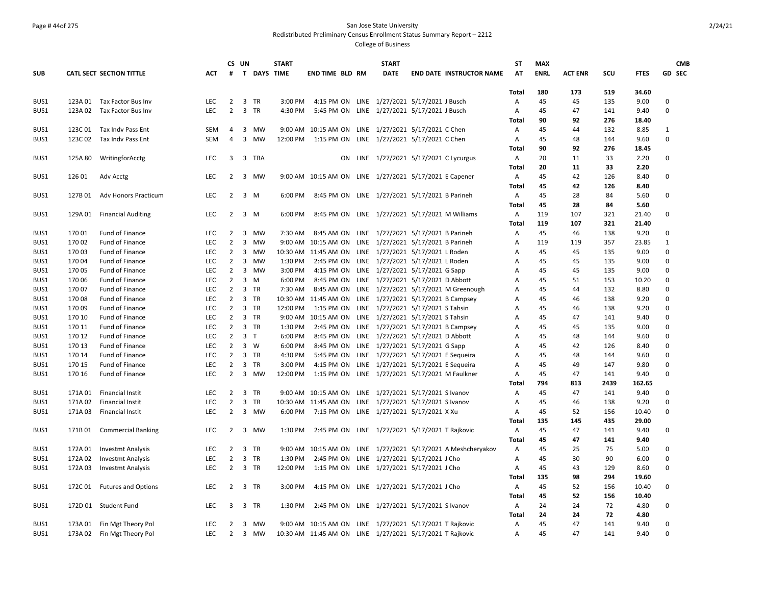San Jose State University
Redistributed Preliminary Census Enrollment Status Summary Report – 2212
College of Business

| SUB | CATL SECT | SECTION TITTLE | ACT | CS # | UN T | DAYS | START TIME | END TIME | BLD | RM | START DATE | END DATE | INSTRUCTOR NAME | ST AT | MAX ENRL | ACT ENR | SCU | FTES | GD | CMB SEC |
|---|---|---|---|---|---|---|---|---|---|---|---|---|---|---|---|---|---|---|---|---|
| | | | | | | | | | | | | | | Total | 180 | 173 | 519 | 34.60 | | |
| BUS1 | 123A 01 | Tax Factor Bus Inv | LEC | 2 | 3 | TR | 3:00 PM | 4:15 PM | ON | LINE | 1/27/2021 | 5/17/2021 | J Busch | A | 45 | 45 | 135 | 9.00 | 0 | |
| BUS1 | 123A 02 | Tax Factor Bus Inv | LEC | 2 | 3 | TR | 4:30 PM | 5:45 PM | ON | LINE | 1/27/2021 | 5/17/2021 | J Busch | A | 45 | 47 | 141 | 9.40 | 0 | |
| | | | | | | | | | | | | | | Total | 90 | 92 | 276 | 18.40 | | |
| BUS1 | 123C 01 | Tax Indv Pass Ent | SEM | 4 | 3 | MW | 9:00 AM | 10:15 AM | ON | LINE | 1/27/2021 | 5/17/2021 | C Chen | A | 45 | 44 | 132 | 8.85 | 1 | |
| BUS1 | 123C 02 | Tax Indv Pass Ent | SEM | 4 | 3 | MW | 12:00 PM | 1:15 PM | ON | LINE | 1/27/2021 | 5/17/2021 | C Chen | A | 45 | 48 | 144 | 9.60 | 0 | |
| | | | | | | | | | | | | | | Total | 90 | 92 | 276 | 18.45 | | |
| BUS1 | 125A 80 | WritingforAcctg | LEC | 3 | 3 | TBA | | | ON | LINE | 1/27/2021 | 5/17/2021 | C Lycurgus | A | 20 | 11 | 33 | 2.20 | 0 | |
| | | | | | | | | | | | | | | Total | 20 | 11 | 33 | 2.20 | | |
| BUS1 | 126 01 | Adv Acctg | LEC | 2 | 3 | MW | 9:00 AM | 10:15 AM | ON | LINE | 1/27/2021 | 5/17/2021 | E Capener | A | 45 | 42 | 126 | 8.40 | 0 | |
| | | | | | | | | | | | | | | Total | 45 | 42 | 126 | 8.40 | | |
| BUS1 | 127B 01 | Adv Honors Practicum | LEC | 2 | 3 | M | 6:00 PM | 8:45 PM | ON | LINE | 1/27/2021 | 5/17/2021 | B Parineh | A | 45 | 28 | 84 | 5.60 | 0 | |
| | | | | | | | | | | | | | | Total | 45 | 28 | 84 | 5.60 | | |
| BUS1 | 129A 01 | Financial Auditing | LEC | 2 | 3 | M | 6:00 PM | 8:45 PM | ON | LINE | 1/27/2021 | 5/17/2021 | M Williams | A | 119 | 107 | 321 | 21.40 | 0 | |
| | | | | | | | | | | | | | | Total | 119 | 107 | 321 | 21.40 | | |
| BUS1 | 170 01 | Fund of Finance | LEC | 2 | 3 | MW | 7:30 AM | 8:45 AM | ON | LINE | 1/27/2021 | 5/17/2021 | B Parineh | A | 45 | 46 | 138 | 9.20 | 0 | |
| BUS1 | 170 02 | Fund of Finance | LEC | 2 | 3 | MW | 9:00 AM | 10:15 AM | ON | LINE | 1/27/2021 | 5/17/2021 | B Parineh | A | 119 | 119 | 357 | 23.85 | 1 | |
| BUS1 | 170 03 | Fund of Finance | LEC | 2 | 3 | MW | 10:30 AM | 11:45 AM | ON | LINE | 1/27/2021 | 5/17/2021 | L Roden | A | 45 | 45 | 135 | 9.00 | 0 | |
| BUS1 | 170 04 | Fund of Finance | LEC | 2 | 3 | MW | 1:30 PM | 2:45 PM | ON | LINE | 1/27/2021 | 5/17/2021 | L Roden | A | 45 | 45 | 135 | 9.00 | 0 | |
| BUS1 | 170 05 | Fund of Finance | LEC | 2 | 3 | MW | 3:00 PM | 4:15 PM | ON | LINE | 1/27/2021 | 5/17/2021 | G Sapp | A | 45 | 45 | 135 | 9.00 | 0 | |
| BUS1 | 170 06 | Fund of Finance | LEC | 2 | 3 | M | 6:00 PM | 8:45 PM | ON | LINE | 1/27/2021 | 5/17/2021 | D Abbott | A | 45 | 51 | 153 | 10.20 | 0 | |
| BUS1 | 170 07 | Fund of Finance | LEC | 2 | 3 | TR | 7:30 AM | 8:45 AM | ON | LINE | 1/27/2021 | 5/17/2021 | M Greenough | A | 45 | 44 | 132 | 8.80 | 0 | |
| BUS1 | 170 08 | Fund of Finance | LEC | 2 | 3 | TR | 10:30 AM | 11:45 AM | ON | LINE | 1/27/2021 | 5/17/2021 | B Campsey | A | 45 | 46 | 138 | 9.20 | 0 | |
| BUS1 | 170 09 | Fund of Finance | LEC | 2 | 3 | TR | 12:00 PM | 1:15 PM | ON | LINE | 1/27/2021 | 5/17/2021 | S Tahsin | A | 45 | 46 | 138 | 9.20 | 0 | |
| BUS1 | 170 10 | Fund of Finance | LEC | 2 | 3 | TR | 9:00 AM | 10:15 AM | ON | LINE | 1/27/2021 | 5/17/2021 | S Tahsin | A | 45 | 47 | 141 | 9.40 | 0 | |
| BUS1 | 170 11 | Fund of Finance | LEC | 2 | 3 | TR | 1:30 PM | 2:45 PM | ON | LINE | 1/27/2021 | 5/17/2021 | B Campsey | A | 45 | 45 | 135 | 9.00 | 0 | |
| BUS1 | 170 12 | Fund of Finance | LEC | 2 | 3 | T | 6:00 PM | 8:45 PM | ON | LINE | 1/27/2021 | 5/17/2021 | D Abbott | A | 45 | 48 | 144 | 9.60 | 0 | |
| BUS1 | 170 13 | Fund of Finance | LEC | 2 | 3 | W | 6:00 PM | 8:45 PM | ON | LINE | 1/27/2021 | 5/17/2021 | G Sapp | A | 45 | 42 | 126 | 8.40 | 0 | |
| BUS1 | 170 14 | Fund of Finance | LEC | 2 | 3 | TR | 4:30 PM | 5:45 PM | ON | LINE | 1/27/2021 | 5/17/2021 | E Sequeira | A | 45 | 48 | 144 | 9.60 | 0 | |
| BUS1 | 170 15 | Fund of Finance | LEC | 2 | 3 | TR | 3:00 PM | 4:15 PM | ON | LINE | 1/27/2021 | 5/17/2021 | E Sequeira | A | 45 | 49 | 147 | 9.80 | 0 | |
| BUS1 | 170 16 | Fund of Finance | LEC | 2 | 3 | MW | 12:00 PM | 1:15 PM | ON | LINE | 1/27/2021 | 5/17/2021 | M Faulkner | A | 45 | 47 | 141 | 9.40 | 0 | |
| | | | | | | | | | | | | | | Total | 794 | 813 | 2439 | 162.65 | | |
| BUS1 | 171A 01 | Financial Instit | LEC | 2 | 3 | TR | 9:00 AM | 10:15 AM | ON | LINE | 1/27/2021 | 5/17/2021 | S Ivanov | A | 45 | 47 | 141 | 9.40 | 0 | |
| BUS1 | 171A 02 | Financial Instit | LEC | 2 | 3 | TR | 10:30 AM | 11:45 AM | ON | LINE | 1/27/2021 | 5/17/2021 | S Ivanov | A | 45 | 46 | 138 | 9.20 | 0 | |
| BUS1 | 171A 03 | Financial Instit | LEC | 2 | 3 | MW | 6:00 PM | 7:15 PM | ON | LINE | 1/27/2021 | 5/17/2021 | X Xu | A | 45 | 52 | 156 | 10.40 | 0 | |
| | | | | | | | | | | | | | | Total | 135 | 145 | 435 | 29.00 | | |
| BUS1 | 171B 01 | Commercial Banking | LEC | 2 | 3 | MW | 1:30 PM | 2:45 PM | ON | LINE | 1/27/2021 | 5/17/2021 | T Rajkovic | A | 45 | 47 | 141 | 9.40 | 0 | |
| | | | | | | | | | | | | | | Total | 45 | 47 | 141 | 9.40 | | |
| BUS1 | 172A 01 | Investmt Analysis | LEC | 2 | 3 | TR | 9:00 AM | 10:15 AM | ON | LINE | 1/27/2021 | 5/17/2021 | A Meshcheryakov | A | 45 | 25 | 75 | 5.00 | 0 | |
| BUS1 | 172A 02 | Investmt Analysis | LEC | 2 | 3 | TR | 1:30 PM | 2:45 PM | ON | LINE | 1/27/2021 | 5/17/2021 | J Cho | A | 45 | 30 | 90 | 6.00 | 0 | |
| BUS1 | 172A 03 | Investmt Analysis | LEC | 2 | 3 | TR | 12:00 PM | 1:15 PM | ON | LINE | 1/27/2021 | 5/17/2021 | J Cho | A | 45 | 43 | 129 | 8.60 | 0 | |
| | | | | | | | | | | | | | | Total | 135 | 98 | 294 | 19.60 | | |
| BUS1 | 172C 01 | Futures and Options | LEC | 2 | 3 | TR | 3:00 PM | 4:15 PM | ON | LINE | 1/27/2021 | 5/17/2021 | J Cho | A | 45 | 52 | 156 | 10.40 | 0 | |
| | | | | | | | | | | | | | | Total | 45 | 52 | 156 | 10.40 | | |
| BUS1 | 172D 01 | Student Fund | LEC | 3 | 3 | TR | 1:30 PM | 2:45 PM | ON | LINE | 1/27/2021 | 5/17/2021 | S Ivanov | A | 24 | 24 | 72 | 4.80 | 0 | |
| | | | | | | | | | | | | | | Total | 24 | 24 | 72 | 4.80 | | |
| BUS1 | 173A 01 | Fin Mgt Theory Pol | LEC | 2 | 3 | MW | 9:00 AM | 10:15 AM | ON | LINE | 1/27/2021 | 5/17/2021 | T Rajkovic | A | 45 | 47 | 141 | 9.40 | 0 | |
| BUS1 | 173A 02 | Fin Mgt Theory Pol | LEC | 2 | 3 | MW | 10:30 AM | 11:45 AM | ON | LINE | 1/27/2021 | 5/17/2021 | T Rajkovic | A | 45 | 47 | 141 | 9.40 | 0 | |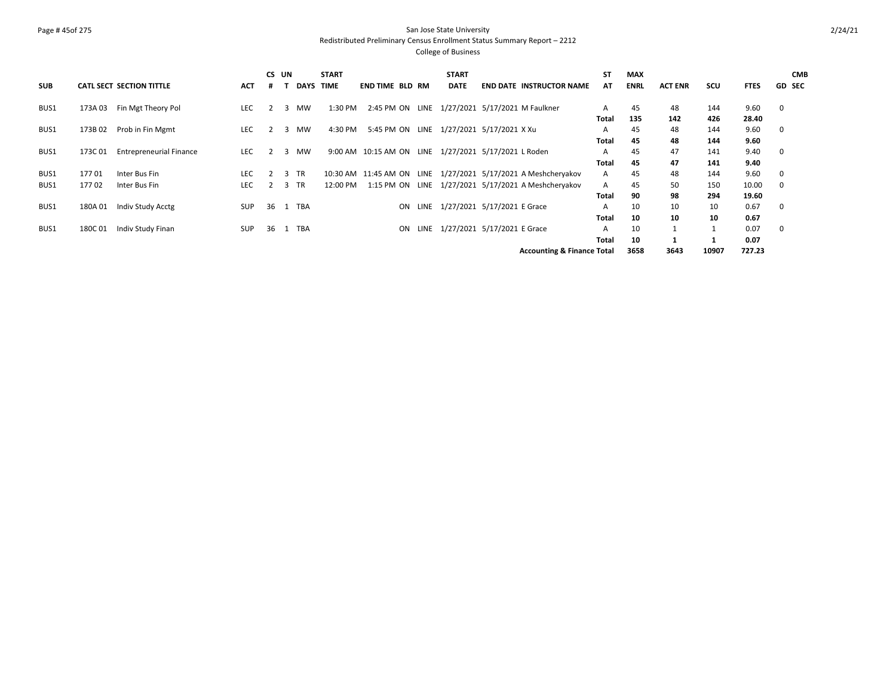San Jose State University
Redistributed Preliminary Census Enrollment Status Summary Report – 2212
College of Business

| SUB | CATL SECT | SECTION TITTLE | ACT | CS # | UN T | DAYS | START TIME | END TIME | BLD | RM | START DATE | END DATE | INSTRUCTOR NAME | ST AT | MAX ENRL | ACT ENR | SCU | FTES | GD | CMB SEC |
|---|---|---|---|---|---|---|---|---|---|---|---|---|---|---|---|---|---|---|---|---|
| BUS1 | 173A 03 | Fin Mgt Theory Pol | LEC | 2 | 3 | MW | 1:30 PM | 2:45 PM | ON | LINE | 1/27/2021 | 5/17/2021 | M Faulkner | A | 45 | 48 | 144 | 9.60 | 0 | |
| | | | | | | | | | | | | | | **Total** | **135** | **142** | **426** | **28.40** | | |
| BUS1 | 173B 02 | Prob in Fin Mgmt | LEC | 2 | 3 | MW | 4:30 PM | 5:45 PM | ON | LINE | 1/27/2021 | 5/17/2021 | X Xu | A | 45 | 48 | 144 | 9.60 | 0 | |
| | | | | | | | | | | | | | | **Total** | **45** | **48** | **144** | **9.60** | | |
| BUS1 | 173C 01 | Entrepreneurial Finance | LEC | 2 | 3 | MW | 9:00 AM | 10:15 AM | ON | LINE | 1/27/2021 | 5/17/2021 | L Roden | A | 45 | 47 | 141 | 9.40 | 0 | |
| | | | | | | | | | | | | | | **Total** | **45** | **47** | **141** | **9.40** | | |
| BUS1 | 177 01 | Inter Bus Fin | LEC | 2 | 3 | TR | 10:30 AM | 11:45 AM | ON | LINE | 1/27/2021 | 5/17/2021 | A Meshcheryakov | A | 45 | 48 | 144 | 9.60 | 0 | |
| BUS1 | 177 02 | Inter Bus Fin | LEC | 2 | 3 | TR | 12:00 PM | 1:15 PM | ON | LINE | 1/27/2021 | 5/17/2021 | A Meshcheryakov | A | 45 | 50 | 150 | 10.00 | 0 | |
| | | | | | | | | | | | | | | **Total** | **90** | **98** | **294** | **19.60** | | |
| BUS1 | 180A 01 | Indiv Study Acctg | SUP | 36 | 1 | TBA | | | ON | LINE | 1/27/2021 | 5/17/2021 | E Grace | A | 10 | 10 | 10 | 0.67 | 0 | |
| | | | | | | | | | | | | | | **Total** | **10** | **10** | **10** | **0.67** | | |
| BUS1 | 180C 01 | Indiv Study Finan | SUP | 36 | 1 | TBA | | | ON | LINE | 1/27/2021 | 5/17/2021 | E Grace | A | 10 | 1 | 1 | 0.07 | 0 | |
| | | | | | | | | | | | | | | **Total** | **10** | **1** | **1** | **0.07** | | |
| | | | | | | | | | | | | | **Accounting & Finance Total** | | **3658** | **3643** | **10907** | **727.23** | | |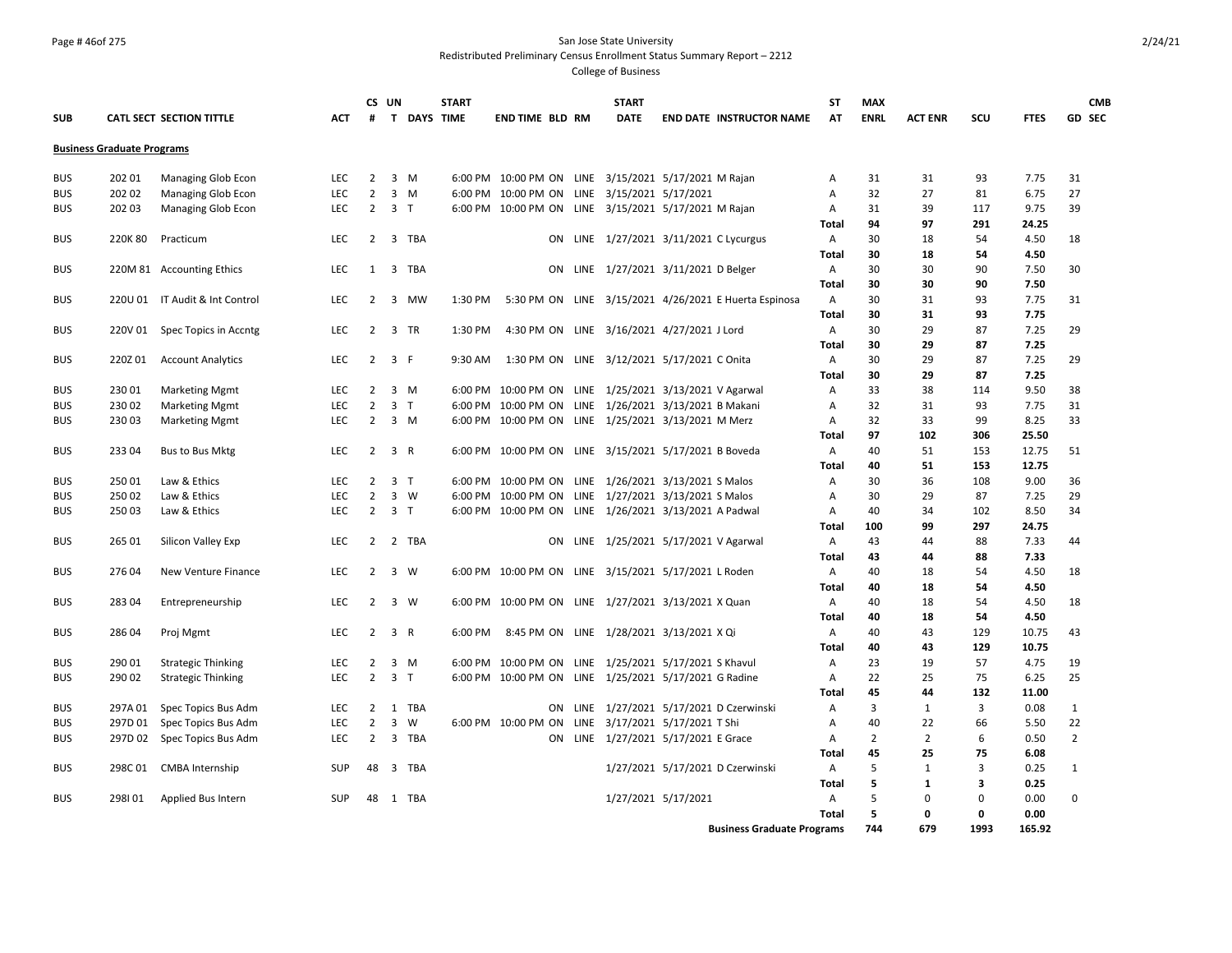San Jose State University

Redistributed Preliminary Census Enrollment Status Summary Report – 2212

College of Business

| SUB | CATL SECT | SECTION TITTLE | ACT | CS # | UN T | DAYS | START TIME | END TIME | BLD | RM | START DATE | END DATE | INSTRUCTOR NAME | ST AT | MAX ENRL | ACT ENR | SCU | FTES | GD | CMB SEC |
|---|---|---|---|---|---|---|---|---|---|---|---|---|---|---|---|---|---|---|---|---|
| **Business Graduate Programs** | | | | | | | | | | | | | | | | | | | | |
| BUS | 202 01 | Managing Glob Econ | LEC | 2 | 3 | M | 6:00 PM | 10:00 PM | ON | LINE | 3/15/2021 | 5/17/2021 | M Rajan | A | 31 | 31 | 93 | 7.75 | 31 | |
| BUS | 202 02 | Managing Glob Econ | LEC | 2 | 3 | M | 6:00 PM | 10:00 PM | ON | LINE | 3/15/2021 | 5/17/2021 | | A | 32 | 27 | 81 | 6.75 | 27 | |
| BUS | 202 03 | Managing Glob Econ | LEC | 2 | 3 | T | 6:00 PM | 10:00 PM | ON | LINE | 3/15/2021 | 5/17/2021 | M Rajan | A | 31 | 39 | 117 | 9.75 | 39 | |
| | | | | | | | | | | | | | | Total | 94 | 97 | 291 | 24.25 | | |
| BUS | 220K 80 | Practicum | LEC | 2 | 3 | TBA | | | ON | LINE | 1/27/2021 | 3/11/2021 | C Lycurgus | A | 30 | 18 | 54 | 4.50 | 18 | |
| | | | | | | | | | | | | | | Total | 30 | 18 | 54 | 4.50 | | |
| BUS | 220M 81 | Accounting Ethics | LEC | 1 | 3 | TBA | | | ON | LINE | 1/27/2021 | 3/11/2021 | D Belger | A | 30 | 30 | 90 | 7.50 | 30 | |
| | | | | | | | | | | | | | | Total | 30 | 30 | 90 | 7.50 | | |
| BUS | 220U 01 | IT Audit & Int Control | LEC | 2 | 3 | MW | 1:30 PM | 5:30 PM | ON | LINE | 3/15/2021 | 4/26/2021 | E Huerta Espinosa | A | 30 | 31 | 93 | 7.75 | 31 | |
| | | | | | | | | | | | | | | Total | 30 | 31 | 93 | 7.75 | | |
| BUS | 220V 01 | Spec Topics in Accntg | LEC | 2 | 3 | TR | 1:30 PM | 4:30 PM | ON | LINE | 3/16/2021 | 4/27/2021 | J Lord | A | 30 | 29 | 87 | 7.25 | 29 | |
| | | | | | | | | | | | | | | Total | 30 | 29 | 87 | 7.25 | | |
| BUS | 220Z 01 | Account Analytics | LEC | 2 | 3 | F | 9:30 AM | 1:30 PM | ON | LINE | 3/12/2021 | 5/17/2021 | C Onita | A | 30 | 29 | 87 | 7.25 | 29 | |
| | | | | | | | | | | | | | | Total | 30 | 29 | 87 | 7.25 | | |
| BUS | 230 01 | Marketing Mgmt | LEC | 2 | 3 | M | 6:00 PM | 10:00 PM | ON | LINE | 1/25/2021 | 3/13/2021 | V Agarwal | A | 33 | 38 | 114 | 9.50 | 38 | |
| BUS | 230 02 | Marketing Mgmt | LEC | 2 | 3 | T | 6:00 PM | 10:00 PM | ON | LINE | 1/26/2021 | 3/13/2021 | B Makani | A | 32 | 31 | 93 | 7.75 | 31 | |
| BUS | 230 03 | Marketing Mgmt | LEC | 2 | 3 | M | 6:00 PM | 10:00 PM | ON | LINE | 1/25/2021 | 3/13/2021 | M Merz | A | 32 | 33 | 99 | 8.25 | 33 | |
| | | | | | | | | | | | | | | Total | 97 | 102 | 306 | 25.50 | | |
| BUS | 233 04 | Bus to Bus Mktg | LEC | 2 | 3 | R | 6:00 PM | 10:00 PM | ON | LINE | 3/15/2021 | 5/17/2021 | B Boveda | A | 40 | 51 | 153 | 12.75 | 51 | |
| | | | | | | | | | | | | | | Total | 40 | 51 | 153 | 12.75 | | |
| BUS | 250 01 | Law & Ethics | LEC | 2 | 3 | T | 6:00 PM | 10:00 PM | ON | LINE | 1/26/2021 | 3/13/2021 | S Malos | A | 30 | 36 | 108 | 9.00 | 36 | |
| BUS | 250 02 | Law & Ethics | LEC | 2 | 3 | W | 6:00 PM | 10:00 PM | ON | LINE | 1/27/2021 | 3/13/2021 | S Malos | A | 30 | 29 | 87 | 7.25 | 29 | |
| BUS | 250 03 | Law & Ethics | LEC | 2 | 3 | T | 6:00 PM | 10:00 PM | ON | LINE | 1/26/2021 | 3/13/2021 | A Padwal | A | 40 | 34 | 102 | 8.50 | 34 | |
| | | | | | | | | | | | | | | Total | 100 | 99 | 297 | 24.75 | | |
| BUS | 265 01 | Silicon Valley Exp | LEC | 2 | 2 | TBA | | | ON | LINE | 1/25/2021 | 5/17/2021 | V Agarwal | A | 43 | 44 | 88 | 7.33 | 44 | |
| | | | | | | | | | | | | | | Total | 43 | 44 | 88 | 7.33 | | |
| BUS | 276 04 | New Venture Finance | LEC | 2 | 3 | W | 6:00 PM | 10:00 PM | ON | LINE | 3/15/2021 | 5/17/2021 | L Roden | A | 40 | 18 | 54 | 4.50 | 18 | |
| | | | | | | | | | | | | | | Total | 40 | 18 | 54 | 4.50 | | |
| BUS | 283 04 | Entrepreneurship | LEC | 2 | 3 | W | 6:00 PM | 10:00 PM | ON | LINE | 1/27/2021 | 3/13/2021 | X Quan | A | 40 | 18 | 54 | 4.50 | 18 | |
| | | | | | | | | | | | | | | Total | 40 | 18 | 54 | 4.50 | | |
| BUS | 286 04 | Proj Mgmt | LEC | 2 | 3 | R | 6:00 PM | 8:45 PM | ON | LINE | 1/28/2021 | 3/13/2021 | X Qi | A | 40 | 43 | 129 | 10.75 | 43 | |
| | | | | | | | | | | | | | | Total | 40 | 43 | 129 | 10.75 | | |
| BUS | 290 01 | Strategic Thinking | LEC | 2 | 3 | M | 6:00 PM | 10:00 PM | ON | LINE | 1/25/2021 | 5/17/2021 | S Khavul | A | 23 | 19 | 57 | 4.75 | 19 | |
| BUS | 290 02 | Strategic Thinking | LEC | 2 | 3 | T | 6:00 PM | 10:00 PM | ON | LINE | 1/25/2021 | 5/17/2021 | G Radine | A | 22 | 25 | 75 | 6.25 | 25 | |
| | | | | | | | | | | | | | | Total | 45 | 44 | 132 | 11.00 | | |
| BUS | 297A 01 | Spec Topics Bus Adm | LEC | 2 | 1 | TBA | | | ON | LINE | 1/27/2021 | 5/17/2021 | D Czerwinski | A | 3 | 1 | 3 | 0.08 | 1 | |
| BUS | 297D 01 | Spec Topics Bus Adm | LEC | 2 | 3 | W | 6:00 PM | 10:00 PM | ON | LINE | 3/17/2021 | 5/17/2021 | T Shi | A | 40 | 22 | 66 | 5.50 | 22 | |
| BUS | 297D 02 | Spec Topics Bus Adm | LEC | 2 | 3 | TBA | | | ON | LINE | 1/27/2021 | 5/17/2021 | E Grace | A | 2 | 2 | 6 | 0.50 | 2 | |
| | | | | | | | | | | | | | | Total | 45 | 25 | 75 | 6.08 | | |
| BUS | 298C 01 | CMBA Internship | SUP | 48 | 3 | TBA | | | | | 1/27/2021 | 5/17/2021 | D Czerwinski | A | 5 | 1 | 3 | 0.25 | 1 | |
| | | | | | | | | | | | | | | Total | 5 | 1 | 3 | 0.25 | | |
| BUS | 298I 01 | Applied Bus Intern | SUP | 48 | 1 | TBA | | | | | 1/27/2021 | 5/17/2021 | | A | 5 | 0 | 0 | 0.00 | 0 | |
| | | | | | | | | | | | | | | Total | 5 | 0 | 0 | 0.00 | | |
| | | | | | | | | | | | | | Business Graduate Programs | | 744 | 679 | 1993 | 165.92 | | |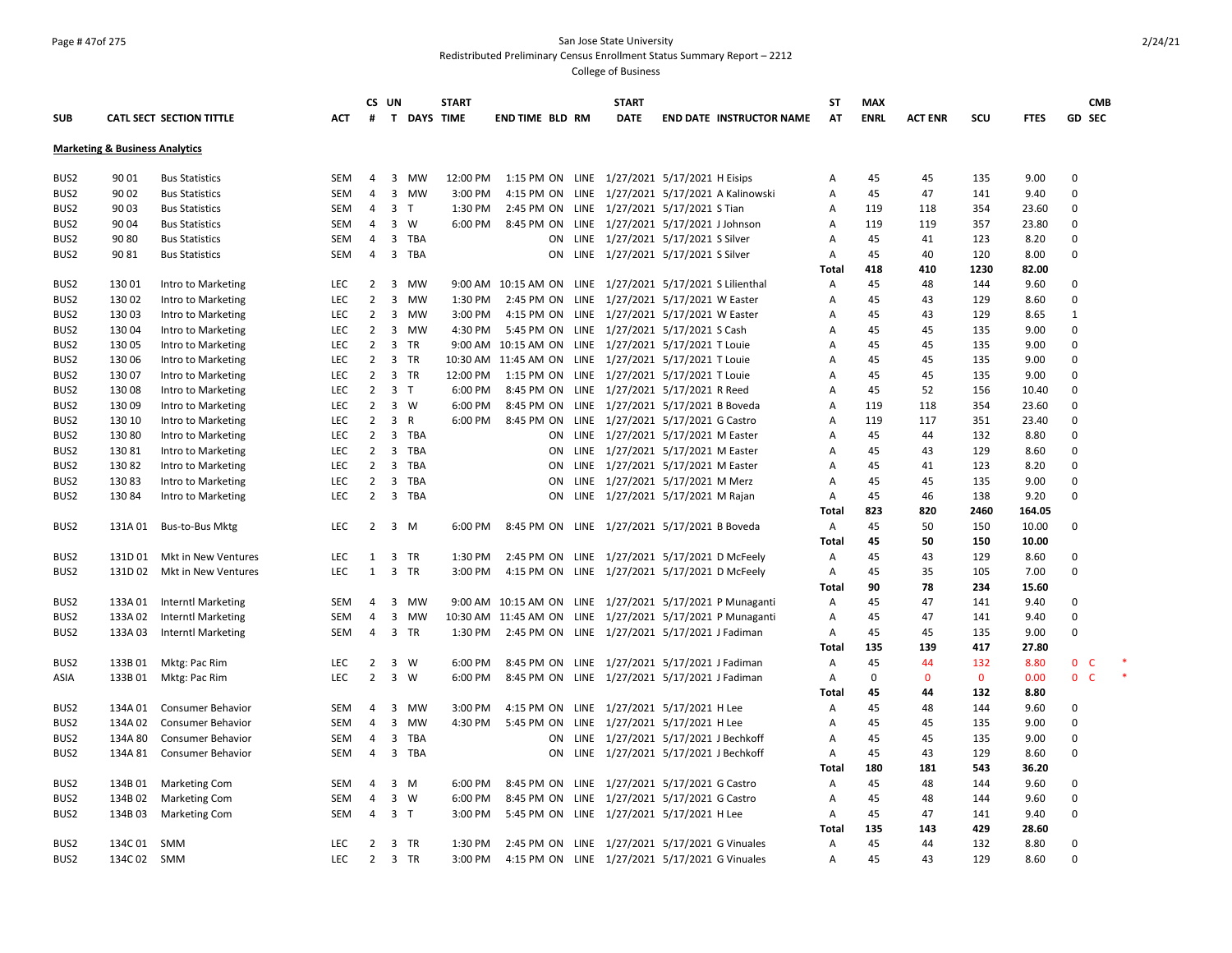San Jose State University

Redistributed Preliminary Census Enrollment Status Summary Report – 2212

College of Business

| SUB | CATL SECT | SECTION TITTLE | ACT | CS # | UN T | DAYS | START TIME | END TIME | BLD | RM | START DATE | END DATE | INSTRUCTOR NAME | ST AT | MAX ENRL | ACT ENR | SCU | FTES | GD | CMB SEC | |
|---|---|---|---|---|---|---|---|---|---|---|---|---|---|---|---|---|---|---|---|---|---|
| **Marketing & Business Analytics** | | | | | | | | | | | | | | | | | | | | | |
| BUS2 | 90 01 | Bus Statistics | SEM | 4 | 3 | MW | 12:00 PM | 1:15 PM | ON | LINE | 1/27/2021 | 5/17/2021 | H Eisips | A | 45 | 45 | 135 | 9.00 | 0 | | |
| BUS2 | 90 02 | Bus Statistics | SEM | 4 | 3 | MW | 3:00 PM | 4:15 PM | ON | LINE | 1/27/2021 | 5/17/2021 | A Kalinowski | A | 45 | 47 | 141 | 9.40 | 0 | | |
| BUS2 | 90 03 | Bus Statistics | SEM | 4 | 3 | T | 1:30 PM | 2:45 PM | ON | LINE | 1/27/2021 | 5/17/2021 | S Tian | A | 119 | 118 | 354 | 23.60 | 0 | | |
| BUS2 | 90 04 | Bus Statistics | SEM | 4 | 3 | W | 6:00 PM | 8:45 PM | ON | LINE | 1/27/2021 | 5/17/2021 | J Johnson | A | 119 | 119 | 357 | 23.80 | 0 | | |
| BUS2 | 90 80 | Bus Statistics | SEM | 4 | 3 | TBA | | | ON | LINE | 1/27/2021 | 5/17/2021 | S Silver | A | 45 | 41 | 123 | 8.20 | 0 | | |
| BUS2 | 90 81 | Bus Statistics | SEM | 4 | 3 | TBA | | | ON | LINE | 1/27/2021 | 5/17/2021 | S Silver | A | 45 | 40 | 120 | 8.00 | 0 | | |
| | | | | | | | | | | | | | | **Total** | **418** | **410** | **1230** | **82.00** | | | |
| BUS2 | 130 01 | Intro to Marketing | LEC | 2 | 3 | MW | 9:00 AM | 10:15 AM | ON | LINE | 1/27/2021 | 5/17/2021 | S Lilienthal | A | 45 | 48 | 144 | 9.60 | 0 | | |
| BUS2 | 130 02 | Intro to Marketing | LEC | 2 | 3 | MW | 1:30 PM | 2:45 PM | ON | LINE | 1/27/2021 | 5/17/2021 | W Easter | A | 45 | 43 | 129 | 8.60 | 0 | | |
| BUS2 | 130 03 | Intro to Marketing | LEC | 2 | 3 | MW | 3:00 PM | 4:15 PM | ON | LINE | 1/27/2021 | 5/17/2021 | W Easter | A | 45 | 43 | 129 | 8.65 | 1 | | |
| BUS2 | 130 04 | Intro to Marketing | LEC | 2 | 3 | MW | 4:30 PM | 5:45 PM | ON | LINE | 1/27/2021 | 5/17/2021 | S Cash | A | 45 | 45 | 135 | 9.00 | 0 | | |
| BUS2 | 130 05 | Intro to Marketing | LEC | 2 | 3 | TR | 9:00 AM | 10:15 AM | ON | LINE | 1/27/2021 | 5/17/2021 | T Louie | A | 45 | 45 | 135 | 9.00 | 0 | | |
| BUS2 | 130 06 | Intro to Marketing | LEC | 2 | 3 | TR | 10:30 AM | 11:45 AM | ON | LINE | 1/27/2021 | 5/17/2021 | T Louie | A | 45 | 45 | 135 | 9.00 | 0 | | |
| BUS2 | 130 07 | Intro to Marketing | LEC | 2 | 3 | TR | 12:00 PM | 1:15 PM | ON | LINE | 1/27/2021 | 5/17/2021 | T Louie | A | 45 | 45 | 135 | 9.00 | 0 | | |
| BUS2 | 130 08 | Intro to Marketing | LEC | 2 | 3 | T | 6:00 PM | 8:45 PM | ON | LINE | 1/27/2021 | 5/17/2021 | R Reed | A | 45 | 52 | 156 | 10.40 | 0 | | |
| BUS2 | 130 09 | Intro to Marketing | LEC | 2 | 3 | W | 6:00 PM | 8:45 PM | ON | LINE | 1/27/2021 | 5/17/2021 | B Boveda | A | 119 | 118 | 354 | 23.60 | 0 | | |
| BUS2 | 130 10 | Intro to Marketing | LEC | 2 | 3 | R | 6:00 PM | 8:45 PM | ON | LINE | 1/27/2021 | 5/17/2021 | G Castro | A | 119 | 117 | 351 | 23.40 | 0 | | |
| BUS2 | 130 80 | Intro to Marketing | LEC | 2 | 3 | TBA | | | ON | LINE | 1/27/2021 | 5/17/2021 | M Easter | A | 45 | 44 | 132 | 8.80 | 0 | | |
| BUS2 | 130 81 | Intro to Marketing | LEC | 2 | 3 | TBA | | | ON | LINE | 1/27/2021 | 5/17/2021 | M Easter | A | 45 | 43 | 129 | 8.60 | 0 | | |
| BUS2 | 130 82 | Intro to Marketing | LEC | 2 | 3 | TBA | | | ON | LINE | 1/27/2021 | 5/17/2021 | M Easter | A | 45 | 41 | 123 | 8.20 | 0 | | |
| BUS2 | 130 83 | Intro to Marketing | LEC | 2 | 3 | TBA | | | ON | LINE | 1/27/2021 | 5/17/2021 | M Merz | A | 45 | 45 | 135 | 9.00 | 0 | | |
| BUS2 | 130 84 | Intro to Marketing | LEC | 2 | 3 | TBA | | | ON | LINE | 1/27/2021 | 5/17/2021 | M Rajan | A | 45 | 46 | 138 | 9.20 | 0 | | |
| | | | | | | | | | | | | | | **Total** | **823** | **820** | **2460** | **164.05** | | | |
| BUS2 | 131A 01 | Bus-to-Bus Mktg | LEC | 2 | 3 | M | 6:00 PM | 8:45 PM | ON | LINE | 1/27/2021 | 5/17/2021 | B Boveda | A | 45 | 50 | 150 | 10.00 | 0 | | |
| | | | | | | | | | | | | | | **Total** | **45** | **50** | **150** | **10.00** | | | |
| BUS2 | 131D 01 | Mkt in New Ventures | LEC | 1 | 3 | TR | 1:30 PM | 2:45 PM | ON | LINE | 1/27/2021 | 5/17/2021 | D McFeely | A | 45 | 43 | 129 | 8.60 | 0 | | |
| BUS2 | 131D 02 | Mkt in New Ventures | LEC | 1 | 3 | TR | 3:00 PM | 4:15 PM | ON | LINE | 1/27/2021 | 5/17/2021 | D McFeely | A | 45 | 35 | 105 | 7.00 | 0 | | |
| | | | | | | | | | | | | | | **Total** | **90** | **78** | **234** | **15.60** | | | |
| BUS2 | 133A 01 | Interntl Marketing | SEM | 4 | 3 | MW | 9:00 AM | 10:15 AM | ON | LINE | 1/27/2021 | 5/17/2021 | P Munaganti | A | 45 | 47 | 141 | 9.40 | 0 | | |
| BUS2 | 133A 02 | Interntl Marketing | SEM | 4 | 3 | MW | 10:30 AM | 11:45 AM | ON | LINE | 1/27/2021 | 5/17/2021 | P Munaganti | A | 45 | 47 | 141 | 9.40 | 0 | | |
| BUS2 | 133A 03 | Interntl Marketing | SEM | 4 | 3 | TR | 1:30 PM | 2:45 PM | ON | LINE | 1/27/2021 | 5/17/2021 | J Fadiman | A | 45 | 45 | 135 | 9.00 | 0 | | |
| | | | | | | | | | | | | | | **Total** | **135** | **139** | **417** | **27.80** | | | |
| BUS2 | 133B 01 | Mktg: Pac Rim | LEC | 2 | 3 | W | 6:00 PM | 8:45 PM | ON | LINE | 1/27/2021 | 5/17/2021 | J Fadiman | A | 45 | 44 | 132 | 8.80 | 0 | C | * |
| ASIA | 133B 01 | Mktg: Pac Rim | LEC | 2 | 3 | W | 6:00 PM | 8:45 PM | ON | LINE | 1/27/2021 | 5/17/2021 | J Fadiman | A | 0 | 0 | 0 | 0.00 | 0 | C | * |
| | | | | | | | | | | | | | | **Total** | **45** | **44** | **132** | **8.80** | | | |
| BUS2 | 134A 01 | Consumer Behavior | SEM | 4 | 3 | MW | 3:00 PM | 4:15 PM | ON | LINE | 1/27/2021 | 5/17/2021 | H Lee | A | 45 | 48 | 144 | 9.60 | 0 | | |
| BUS2 | 134A 02 | Consumer Behavior | SEM | 4 | 3 | MW | 4:30 PM | 5:45 PM | ON | LINE | 1/27/2021 | 5/17/2021 | H Lee | A | 45 | 45 | 135 | 9.00 | 0 | | |
| BUS2 | 134A 80 | Consumer Behavior | SEM | 4 | 3 | TBA | | | ON | LINE | 1/27/2021 | 5/17/2021 | J Bechkoff | A | 45 | 45 | 135 | 9.00 | 0 | | |
| BUS2 | 134A 81 | Consumer Behavior | SEM | 4 | 3 | TBA | | | ON | LINE | 1/27/2021 | 5/17/2021 | J Bechkoff | A | 45 | 43 | 129 | 8.60 | 0 | | |
| | | | | | | | | | | | | | | **Total** | **180** | **181** | **543** | **36.20** | | | |
| BUS2 | 134B 01 | Marketing Com | SEM | 4 | 3 | M | 6:00 PM | 8:45 PM | ON | LINE | 1/27/2021 | 5/17/2021 | G Castro | A | 45 | 48 | 144 | 9.60 | 0 | | |
| BUS2 | 134B 02 | Marketing Com | SEM | 4 | 3 | W | 6:00 PM | 8:45 PM | ON | LINE | 1/27/2021 | 5/17/2021 | G Castro | A | 45 | 48 | 144 | 9.60 | 0 | | |
| BUS2 | 134B 03 | Marketing Com | SEM | 4 | 3 | T | 3:00 PM | 5:45 PM | ON | LINE | 1/27/2021 | 5/17/2021 | H Lee | A | 45 | 47 | 141 | 9.40 | 0 | | |
| | | | | | | | | | | | | | | **Total** | **135** | **143** | **429** | **28.60** | | | |
| BUS2 | 134C 01 | SMM | LEC | 2 | 3 | TR | 1:30 PM | 2:45 PM | ON | LINE | 1/27/2021 | 5/17/2021 | G Vinuales | A | 45 | 44 | 132 | 8.80 | 0 | | |
| BUS2 | 134C 02 | SMM | LEC | 2 | 3 | TR | 3:00 PM | 4:15 PM | ON | LINE | 1/27/2021 | 5/17/2021 | G Vinuales | A | 45 | 43 | 129 | 8.60 | 0 | | |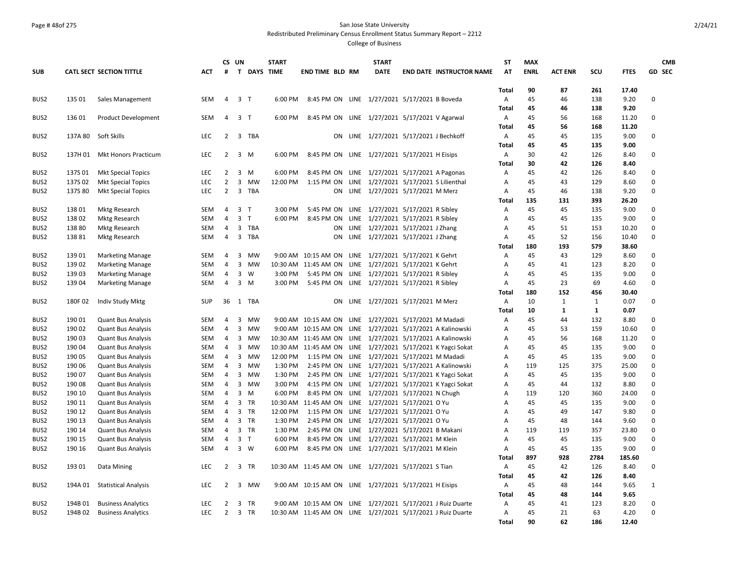San Jose State University
Redistributed Preliminary Census Enrollment Status Summary Report – 2212
College of Business

| SUB | CATL SECT | SECTION TITTLE | ACT | CS # | UN T | DAYS | START TIME | END TIME | BLD | RM | START DATE | END DATE | INSTRUCTOR NAME | ST AT | MAX ENRL | ACT ENR | SCU | FTES | GD | CMB SEC |
|---|---|---|---|---|---|---|---|---|---|---|---|---|---|---|---|---|---|---|---|---|
| | | | | | | | | | | | | | | Total | 90 | 87 | 261 | 17.40 | | |
| BUS2 | 135 01 | Sales Management | SEM | 4 | 3 | T | 6:00 PM | 8:45 PM | ON | LINE | 1/27/2021 | 5/17/2021 | B Boveda | A | 45 | 46 | 138 | 9.20 | 0 | |
| | | | | | | | | | | | | | | Total | 45 | 46 | 138 | 9.20 | | |
| BUS2 | 136 01 | Product Development | SEM | 4 | 3 | T | 6:00 PM | 8:45 PM | ON | LINE | 1/27/2021 | 5/17/2021 | V Agarwal | A | 45 | 56 | 168 | 11.20 | 0 | |
| | | | | | | | | | | | | | | Total | 45 | 56 | 168 | 11.20 | | |
| BUS2 | 137A 80 | Soft Skills | LEC | 2 | 3 | TBA | | | ON | LINE | 1/27/2021 | 5/17/2021 | J Bechkoff | A | 45 | 45 | 135 | 9.00 | 0 | |
| | | | | | | | | | | | | | | Total | 45 | 45 | 135 | 9.00 | | |
| BUS2 | 137H 01 | Mkt Honors Practicum | LEC | 2 | 3 | M | 6:00 PM | 8:45 PM | ON | LINE | 1/27/2021 | 5/17/2021 | H Eisips | A | 30 | 42 | 126 | 8.40 | 0 | |
| | | | | | | | | | | | | | | Total | 30 | 42 | 126 | 8.40 | | |
| BUS2 | 137S 01 | Mkt Special Topics | LEC | 2 | 3 | M | 6:00 PM | 8:45 PM | ON | LINE | 1/27/2021 | 5/17/2021 | A Pagonas | A | 45 | 42 | 126 | 8.40 | 0 | |
| BUS2 | 137S 02 | Mkt Special Topics | LEC | 2 | 3 | MW | 12:00 PM | 1:15 PM | ON | LINE | 1/27/2021 | 5/17/2021 | S Lilienthal | A | 45 | 43 | 129 | 8.60 | 0 | |
| BUS2 | 137S 80 | Mkt Special Topics | LEC | 2 | 3 | TBA | | | ON | LINE | 1/27/2021 | 5/17/2021 | M Merz | A | 45 | 46 | 138 | 9.20 | 0 | |
| | | | | | | | | | | | | | | Total | 135 | 131 | 393 | 26.20 | | |
| BUS2 | 138 01 | Mktg Research | SEM | 4 | 3 | T | 3:00 PM | 5:45 PM | ON | LINE | 1/27/2021 | 5/17/2021 | R Sibley | A | 45 | 45 | 135 | 9.00 | 0 | |
| BUS2 | 138 02 | Mktg Research | SEM | 4 | 3 | T | 6:00 PM | 8:45 PM | ON | LINE | 1/27/2021 | 5/17/2021 | R Sibley | A | 45 | 45 | 135 | 9.00 | 0 | |
| BUS2 | 138 80 | Mktg Research | SEM | 4 | 3 | TBA | | | ON | LINE | 1/27/2021 | 5/17/2021 | J Zhang | A | 45 | 51 | 153 | 10.20 | 0 | |
| BUS2 | 138 81 | Mktg Research | SEM | 4 | 3 | TBA | | | ON | LINE | 1/27/2021 | 5/17/2021 | J Zhang | A | 45 | 52 | 156 | 10.40 | 0 | |
| | | | | | | | | | | | | | | Total | 180 | 193 | 579 | 38.60 | | |
| BUS2 | 139 01 | Marketing Manage | SEM | 4 | 3 | MW | 9:00 AM | 10:15 AM | ON | LINE | 1/27/2021 | 5/17/2021 | K Gehrt | A | 45 | 43 | 129 | 8.60 | 0 | |
| BUS2 | 139 02 | Marketing Manage | SEM | 4 | 3 | MW | 10:30 AM | 11:45 AM | ON | LINE | 1/27/2021 | 5/17/2021 | K Gehrt | A | 45 | 41 | 123 | 8.20 | 0 | |
| BUS2 | 139 03 | Marketing Manage | SEM | 4 | 3 | W | 3:00 PM | 5:45 PM | ON | LINE | 1/27/2021 | 5/17/2021 | R Sibley | A | 45 | 45 | 135 | 9.00 | 0 | |
| BUS2 | 139 04 | Marketing Manage | SEM | 4 | 3 | M | 3:00 PM | 5:45 PM | ON | LINE | 1/27/2021 | 5/17/2021 | R Sibley | A | 45 | 23 | 69 | 4.60 | 0 | |
| | | | | | | | | | | | | | | Total | 180 | 152 | 456 | 30.40 | | |
| BUS2 | 180F 02 | Indiv Study Mktg | SUP | 36 | 1 | TBA | | | ON | LINE | 1/27/2021 | 5/17/2021 | M Merz | A | 10 | 1 | 1 | 0.07 | 0 | |
| | | | | | | | | | | | | | | Total | 10 | 1 | 1 | 0.07 | | |
| BUS2 | 190 01 | Quant Bus Analysis | SEM | 4 | 3 | MW | 9:00 AM | 10:15 AM | ON | LINE | 1/27/2021 | 5/17/2021 | M Madadi | A | 45 | 44 | 132 | 8.80 | 0 | |
| BUS2 | 190 02 | Quant Bus Analysis | SEM | 4 | 3 | MW | 9:00 AM | 10:15 AM | ON | LINE | 1/27/2021 | 5/17/2021 | A Kalinowski | A | 45 | 53 | 159 | 10.60 | 0 | |
| BUS2 | 190 03 | Quant Bus Analysis | SEM | 4 | 3 | MW | 10:30 AM | 11:45 AM | ON | LINE | 1/27/2021 | 5/17/2021 | A Kalinowski | A | 45 | 56 | 168 | 11.20 | 0 | |
| BUS2 | 190 04 | Quant Bus Analysis | SEM | 4 | 3 | MW | 10:30 AM | 11:45 AM | ON | LINE | 1/27/2021 | 5/17/2021 | K Yagci Sokat | A | 45 | 45 | 135 | 9.00 | 0 | |
| BUS2 | 190 05 | Quant Bus Analysis | SEM | 4 | 3 | MW | 12:00 PM | 1:15 PM | ON | LINE | 1/27/2021 | 5/17/2021 | M Madadi | A | 45 | 45 | 135 | 9.00 | 0 | |
| BUS2 | 190 06 | Quant Bus Analysis | SEM | 4 | 3 | MW | 1:30 PM | 2:45 PM | ON | LINE | 1/27/2021 | 5/17/2021 | A Kalinowski | A | 119 | 125 | 375 | 25.00 | 0 | |
| BUS2 | 190 07 | Quant Bus Analysis | SEM | 4 | 3 | MW | 1:30 PM | 2:45 PM | ON | LINE | 1/27/2021 | 5/17/2021 | K Yagci Sokat | A | 45 | 45 | 135 | 9.00 | 0 | |
| BUS2 | 190 08 | Quant Bus Analysis | SEM | 4 | 3 | MW | 3:00 PM | 4:15 PM | ON | LINE | 1/27/2021 | 5/17/2021 | K Yagci Sokat | A | 45 | 44 | 132 | 8.80 | 0 | |
| BUS2 | 190 10 | Quant Bus Analysis | SEM | 4 | 3 | M | 6:00 PM | 8:45 PM | ON | LINE | 1/27/2021 | 5/17/2021 | N Chugh | A | 119 | 120 | 360 | 24.00 | 0 | |
| BUS2 | 190 11 | Quant Bus Analysis | SEM | 4 | 3 | TR | 10:30 AM | 11:45 AM | ON | LINE | 1/27/2021 | 5/17/2021 | O Yu | A | 45 | 45 | 135 | 9.00 | 0 | |
| BUS2 | 190 12 | Quant Bus Analysis | SEM | 4 | 3 | TR | 12:00 PM | 1:15 PM | ON | LINE | 1/27/2021 | 5/17/2021 | O Yu | A | 45 | 49 | 147 | 9.80 | 0 | |
| BUS2 | 190 13 | Quant Bus Analysis | SEM | 4 | 3 | TR | 1:30 PM | 2:45 PM | ON | LINE | 1/27/2021 | 5/17/2021 | O Yu | A | 45 | 48 | 144 | 9.60 | 0 | |
| BUS2 | 190 14 | Quant Bus Analysis | SEM | 4 | 3 | TR | 1:30 PM | 2:45 PM | ON | LINE | 1/27/2021 | 5/17/2021 | B Makani | A | 119 | 119 | 357 | 23.80 | 0 | |
| BUS2 | 190 15 | Quant Bus Analysis | SEM | 4 | 3 | T | 6:00 PM | 8:45 PM | ON | LINE | 1/27/2021 | 5/17/2021 | M Klein | A | 45 | 45 | 135 | 9.00 | 0 | |
| BUS2 | 190 16 | Quant Bus Analysis | SEM | 4 | 3 | W | 6:00 PM | 8:45 PM | ON | LINE | 1/27/2021 | 5/17/2021 | M Klein | A | 45 | 45 | 135 | 9.00 | 0 | |
| | | | | | | | | | | | | | | Total | 897 | 928 | 2784 | 185.60 | | |
| BUS2 | 193 01 | Data Mining | LEC | 2 | 3 | TR | 10:30 AM | 11:45 AM | ON | LINE | 1/27/2021 | 5/17/2021 | S Tian | A | 45 | 42 | 126 | 8.40 | 0 | |
| | | | | | | | | | | | | | | Total | 45 | 42 | 126 | 8.40 | | |
| BUS2 | 194A 01 | Statistical Analysis | LEC | 2 | 3 | MW | 9:00 AM | 10:15 AM | ON | LINE | 1/27/2021 | 5/17/2021 | H Eisips | A | 45 | 48 | 144 | 9.65 | 1 | |
| | | | | | | | | | | | | | | Total | 45 | 48 | 144 | 9.65 | | |
| BUS2 | 194B 01 | Business Analytics | LEC | 2 | 3 | TR | 9:00 AM | 10:15 AM | ON | LINE | 1/27/2021 | 5/17/2021 | J Ruiz Duarte | A | 45 | 41 | 123 | 8.20 | 0 | |
| BUS2 | 194B 02 | Business Analytics | LEC | 2 | 3 | TR | 10:30 AM | 11:45 AM | ON | LINE | 1/27/2021 | 5/17/2021 | J Ruiz Duarte | A | 45 | 21 | 63 | 4.20 | 0 | |
| | | | | | | | | | | | | | | Total | 90 | 62 | 186 | 12.40 | | |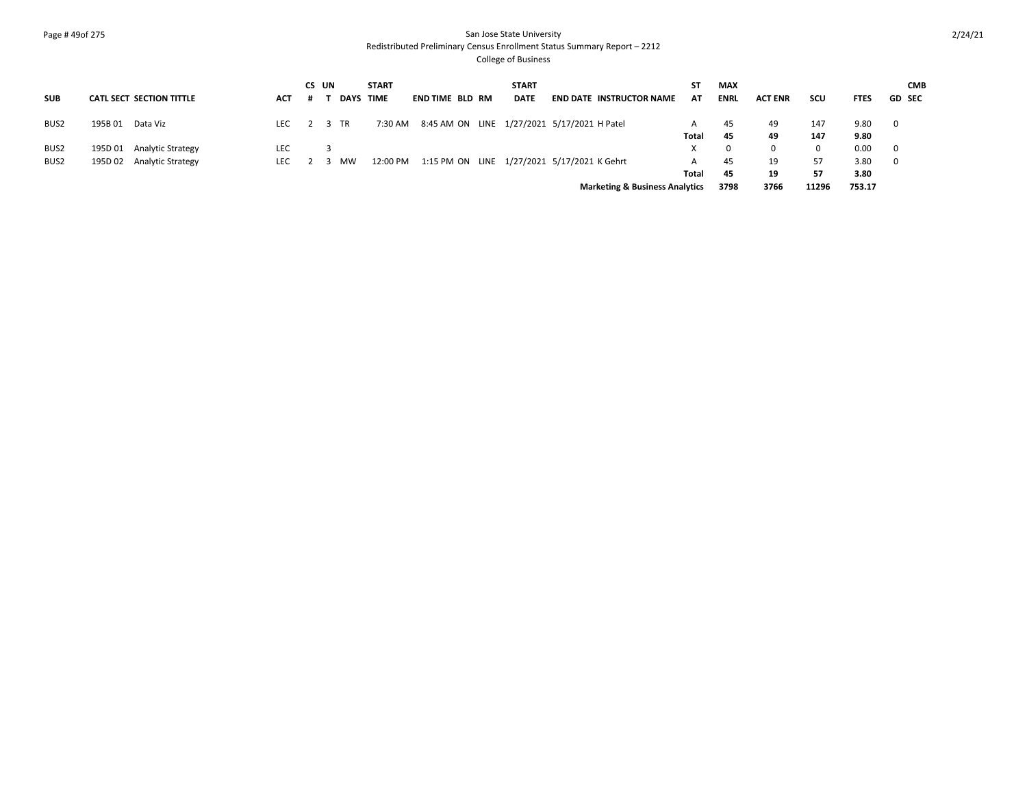San Jose State University
Redistributed Preliminary Census Enrollment Status Summary Report – 2212
College of Business

| SUB | CATL | SECT | SECTION TITTLE | ACT | CS # | UN T | DAYS | START TIME | END TIME | BLD | RM | START DATE | END DATE | INSTRUCTOR NAME | ST AT | MAX ENRL | ACT ENR | SCU | FTES | GD | CMB SEC |
|---|---|---|---|---|---|---|---|---|---|---|---|---|---|---|---|---|---|---|---|---|---|
| BUS2 | 195B | 01 | Data Viz | LEC | 2 | 3 | TR | 7:30 AM | 8:45 AM | ON | LINE | 1/27/2021 | 5/17/2021 | H Patel | A | 45 | 49 | 147 | 9.80 | 0 | |
| | | | | | | | | | | | | | | | **Total** | **45** | **49** | **147** | **9.80** | | |
| BUS2 | 195D | 01 | Analytic Strategy | LEC | | 3 | | | | | | | | | X | 0 | 0 | 0 | 0.00 | 0 | |
| BUS2 | 195D | 02 | Analytic Strategy | LEC | 2 | 3 | MW | 12:00 PM | 1:15 PM | ON | LINE | 1/27/2021 | 5/17/2021 | K Gehrt | A | 45 | 19 | 57 | 3.80 | 0 | |
| | | | | | | | | | | | | | | | **Total** | **45** | **19** | **57** | **3.80** | | |
| | | | | | | | | | | | | | | **Marketing & Business Analytics** | | **3798** | **3766** | **11296** | **753.17** | | |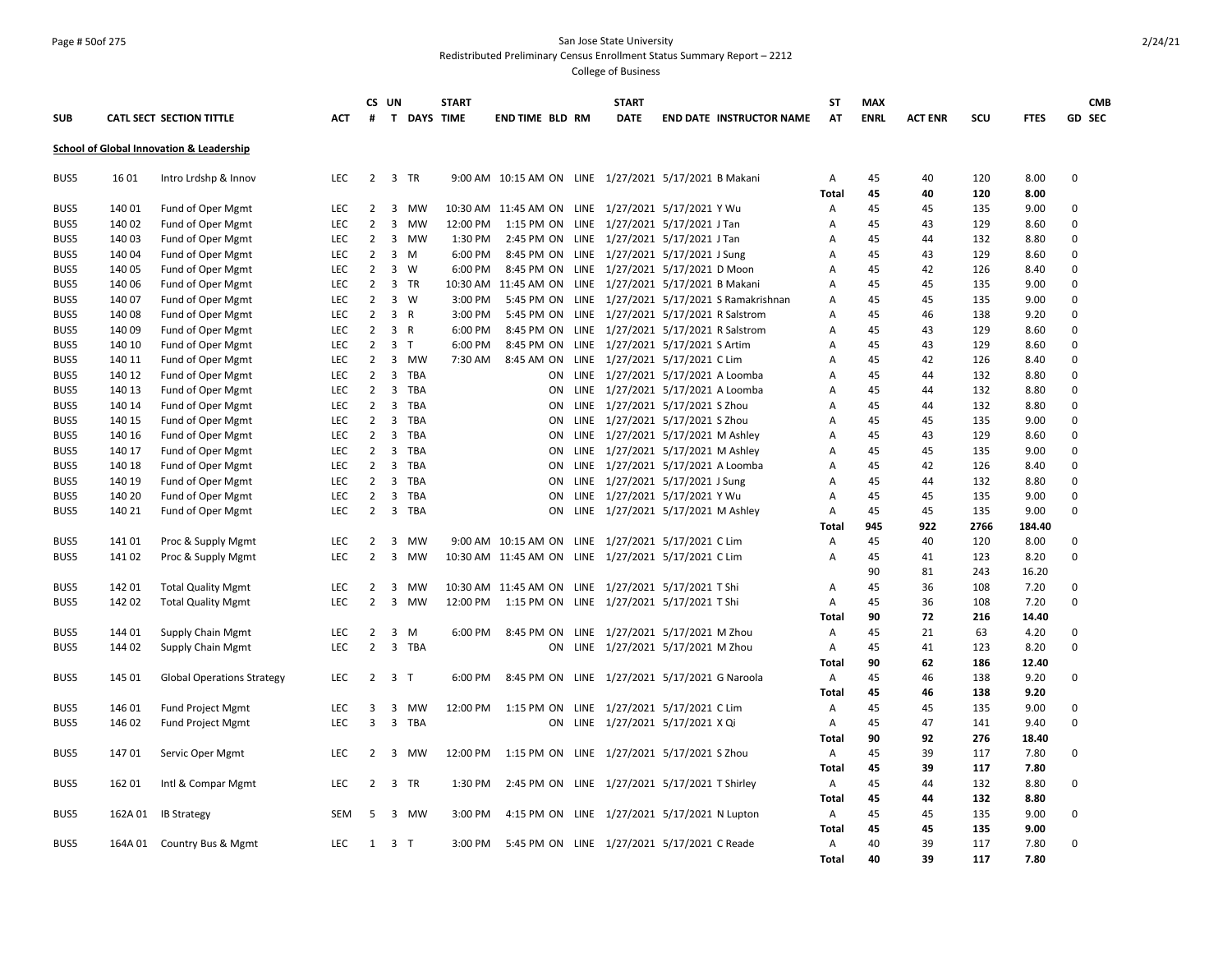San Jose State University
Redistributed Preliminary Census Enrollment Status Summary Report – 2212
College of Business

| SUB | CATL SECT | SECTION TITTLE | ACT | CS # | UN T | DAYS | START TIME | END TIME | BLD | RM | START DATE | END DATE | INSTRUCTOR NAME | ST AT | MAX ENRL | ACT ENR | SCU | FTES | GD | CMB SEC |
|---|---|---|---|---|---|---|---|---|---|---|---|---|---|---|---|---|---|---|---|---|
| **School of Global Innovation & Leadership** | | | | | | | | | | | | | | | | | | | | |
| BUS5 | 16 01 | Intro Lrdshp & Innov | LEC | 2 | 3 | TR | 9:00 AM | 10:15 AM | ON | LINE | 1/27/2021 | 5/17/2021 | B Makani | A | 45 | 40 | 120 | 8.00 | 0 | |
| | | | | | | | | | | | | | | **Total** | **45** | **40** | **120** | **8.00** | | |
| BUS5 | 140 01 | Fund of Oper Mgmt | LEC | 2 | 3 | MW | 10:30 AM | 11:45 AM | ON | LINE | 1/27/2021 | 5/17/2021 | Y Wu | A | 45 | 45 | 135 | 9.00 | 0 | |
| BUS5 | 140 02 | Fund of Oper Mgmt | LEC | 2 | 3 | MW | 12:00 PM | 1:15 PM | ON | LINE | 1/27/2021 | 5/17/2021 | J Tan | A | 45 | 43 | 129 | 8.60 | 0 | |
| BUS5 | 140 03 | Fund of Oper Mgmt | LEC | 2 | 3 | MW | 1:30 PM | 2:45 PM | ON | LINE | 1/27/2021 | 5/17/2021 | J Tan | A | 45 | 44 | 132 | 8.80 | 0 | |
| BUS5 | 140 04 | Fund of Oper Mgmt | LEC | 2 | 3 | M | 6:00 PM | 8:45 PM | ON | LINE | 1/27/2021 | 5/17/2021 | J Sung | A | 45 | 43 | 129 | 8.60 | 0 | |
| BUS5 | 140 05 | Fund of Oper Mgmt | LEC | 2 | 3 | W | 6:00 PM | 8:45 PM | ON | LINE | 1/27/2021 | 5/17/2021 | D Moon | A | 45 | 42 | 126 | 8.40 | 0 | |
| BUS5 | 140 06 | Fund of Oper Mgmt | LEC | 2 | 3 | TR | 10:30 AM | 11:45 AM | ON | LINE | 1/27/2021 | 5/17/2021 | B Makani | A | 45 | 45 | 135 | 9.00 | 0 | |
| BUS5 | 140 07 | Fund of Oper Mgmt | LEC | 2 | 3 | W | 3:00 PM | 5:45 PM | ON | LINE | 1/27/2021 | 5/17/2021 | S Ramakrishnan | A | 45 | 45 | 135 | 9.00 | 0 | |
| BUS5 | 140 08 | Fund of Oper Mgmt | LEC | 2 | 3 | R | 3:00 PM | 5:45 PM | ON | LINE | 1/27/2021 | 5/17/2021 | R Salstrom | A | 45 | 46 | 138 | 9.20 | 0 | |
| BUS5 | 140 09 | Fund of Oper Mgmt | LEC | 2 | 3 | R | 6:00 PM | 8:45 PM | ON | LINE | 1/27/2021 | 5/17/2021 | R Salstrom | A | 45 | 43 | 129 | 8.60 | 0 | |
| BUS5 | 140 10 | Fund of Oper Mgmt | LEC | 2 | 3 | T | 6:00 PM | 8:45 PM | ON | LINE | 1/27/2021 | 5/17/2021 | S Artim | A | 45 | 43 | 129 | 8.60 | 0 | |
| BUS5 | 140 11 | Fund of Oper Mgmt | LEC | 2 | 3 | MW | 7:30 AM | 8:45 AM | ON | LINE | 1/27/2021 | 5/17/2021 | C Lim | A | 45 | 42 | 126 | 8.40 | 0 | |
| BUS5 | 140 12 | Fund of Oper Mgmt | LEC | 2 | 3 | TBA | | | ON | LINE | 1/27/2021 | 5/17/2021 | A Loomba | A | 45 | 44 | 132 | 8.80 | 0 | |
| BUS5 | 140 13 | Fund of Oper Mgmt | LEC | 2 | 3 | TBA | | | ON | LINE | 1/27/2021 | 5/17/2021 | A Loomba | A | 45 | 44 | 132 | 8.80 | 0 | |
| BUS5 | 140 14 | Fund of Oper Mgmt | LEC | 2 | 3 | TBA | | | ON | LINE | 1/27/2021 | 5/17/2021 | S Zhou | A | 45 | 44 | 132 | 8.80 | 0 | |
| BUS5 | 140 15 | Fund of Oper Mgmt | LEC | 2 | 3 | TBA | | | ON | LINE | 1/27/2021 | 5/17/2021 | S Zhou | A | 45 | 45 | 135 | 9.00 | 0 | |
| BUS5 | 140 16 | Fund of Oper Mgmt | LEC | 2 | 3 | TBA | | | ON | LINE | 1/27/2021 | 5/17/2021 | M Ashley | A | 45 | 43 | 129 | 8.60 | 0 | |
| BUS5 | 140 17 | Fund of Oper Mgmt | LEC | 2 | 3 | TBA | | | ON | LINE | 1/27/2021 | 5/17/2021 | M Ashley | A | 45 | 45 | 135 | 9.00 | 0 | |
| BUS5 | 140 18 | Fund of Oper Mgmt | LEC | 2 | 3 | TBA | | | ON | LINE | 1/27/2021 | 5/17/2021 | A Loomba | A | 45 | 42 | 126 | 8.40 | 0 | |
| BUS5 | 140 19 | Fund of Oper Mgmt | LEC | 2 | 3 | TBA | | | ON | LINE | 1/27/2021 | 5/17/2021 | J Sung | A | 45 | 44 | 132 | 8.80 | 0 | |
| BUS5 | 140 20 | Fund of Oper Mgmt | LEC | 2 | 3 | TBA | | | ON | LINE | 1/27/2021 | 5/17/2021 | Y Wu | A | 45 | 45 | 135 | 9.00 | 0 | |
| BUS5 | 140 21 | Fund of Oper Mgmt | LEC | 2 | 3 | TBA | | | ON | LINE | 1/27/2021 | 5/17/2021 | M Ashley | A | 45 | 45 | 135 | 9.00 | 0 | |
| | | | | | | | | | | | | | | **Total** | **945** | **922** | **2766** | **184.40** | | |
| BUS5 | 141 01 | Proc & Supply Mgmt | LEC | 2 | 3 | MW | 9:00 AM | 10:15 AM | ON | LINE | 1/27/2021 | 5/17/2021 | C Lim | A | 45 | 40 | 120 | 8.00 | 0 | |
| BUS5 | 141 02 | Proc & Supply Mgmt | LEC | 2 | 3 | MW | 10:30 AM | 11:45 AM | ON | LINE | 1/27/2021 | 5/17/2021 | C Lim | A | 45 | 41 | 123 | 8.20 | 0 | |
| | | | | | | | | | | | | | | | 90 | 81 | 243 | 16.20 | | |
| BUS5 | 142 01 | Total Quality Mgmt | LEC | 2 | 3 | MW | 10:30 AM | 11:45 AM | ON | LINE | 1/27/2021 | 5/17/2021 | T Shi | A | 45 | 36 | 108 | 7.20 | 0 | |
| BUS5 | 142 02 | Total Quality Mgmt | LEC | 2 | 3 | MW | 12:00 PM | 1:15 PM | ON | LINE | 1/27/2021 | 5/17/2021 | T Shi | A | 45 | 36 | 108 | 7.20 | 0 | |
| | | | | | | | | | | | | | | **Total** | **90** | **72** | **216** | **14.40** | | |
| BUS5 | 144 01 | Supply Chain Mgmt | LEC | 2 | 3 | M | 6:00 PM | 8:45 PM | ON | LINE | 1/27/2021 | 5/17/2021 | M Zhou | A | 45 | 21 | 63 | 4.20 | 0 | |
| BUS5 | 144 02 | Supply Chain Mgmt | LEC | 2 | 3 | TBA | | | ON | LINE | 1/27/2021 | 5/17/2021 | M Zhou | A | 45 | 41 | 123 | 8.20 | 0 | |
| | | | | | | | | | | | | | | **Total** | **90** | **62** | **186** | **12.40** | | |
| BUS5 | 145 01 | Global Operations Strategy | LEC | 2 | 3 | T | 6:00 PM | 8:45 PM | ON | LINE | 1/27/2021 | 5/17/2021 | G Naroola | A | 45 | 46 | 138 | 9.20 | 0 | |
| | | | | | | | | | | | | | | **Total** | **45** | **46** | **138** | **9.20** | | |
| BUS5 | 146 01 | Fund Project Mgmt | LEC | 3 | 3 | MW | 12:00 PM | 1:15 PM | ON | LINE | 1/27/2021 | 5/17/2021 | C Lim | A | 45 | 45 | 135 | 9.00 | 0 | |
| BUS5 | 146 02 | Fund Project Mgmt | LEC | 3 | 3 | TBA | | | ON | LINE | 1/27/2021 | 5/17/2021 | X Qi | A | 45 | 47 | 141 | 9.40 | 0 | |
| | | | | | | | | | | | | | | **Total** | **90** | **92** | **276** | **18.40** | | |
| BUS5 | 147 01 | Servic Oper Mgmt | LEC | 2 | 3 | MW | 12:00 PM | 1:15 PM | ON | LINE | 1/27/2021 | 5/17/2021 | S Zhou | A | 45 | 39 | 117 | 7.80 | 0 | |
| | | | | | | | | | | | | | | **Total** | **45** | **39** | **117** | **7.80** | | |
| BUS5 | 162 01 | Intl & Compar Mgmt | LEC | 2 | 3 | TR | 1:30 PM | 2:45 PM | ON | LINE | 1/27/2021 | 5/17/2021 | T Shirley | A | 45 | 44 | 132 | 8.80 | 0 | |
| | | | | | | | | | | | | | | **Total** | **45** | **44** | **132** | **8.80** | | |
| BUS5 | 162A 01 | IB Strategy | SEM | 5 | 3 | MW | 3:00 PM | 4:15 PM | ON | LINE | 1/27/2021 | 5/17/2021 | N Lupton | A | 45 | 45 | 135 | 9.00 | 0 | |
| | | | | | | | | | | | | | | **Total** | **45** | **45** | **135** | **9.00** | | |
| BUS5 | 164A 01 | Country Bus & Mgmt | LEC | 1 | 3 | T | 3:00 PM | 5:45 PM | ON | LINE | 1/27/2021 | 5/17/2021 | C Reade | A | 40 | 39 | 117 | 7.80 | 0 | |
| | | | | | | | | | | | | | | **Total** | **40** | **39** | **117** | **7.80** | | |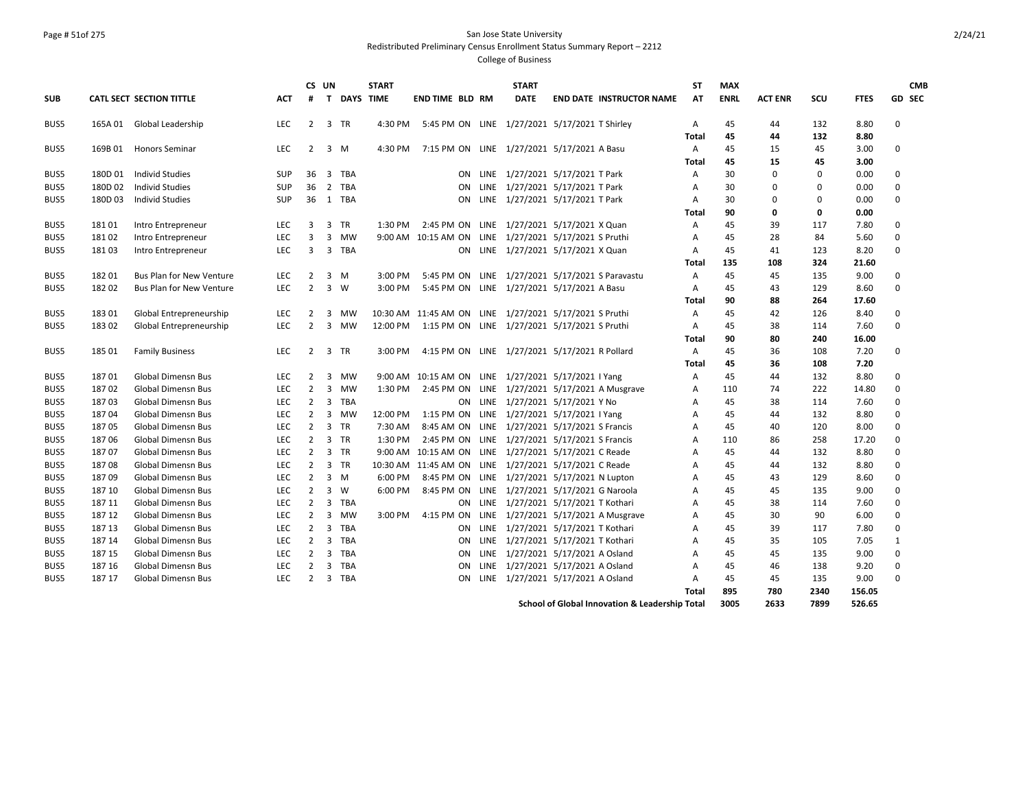San Jose State University
Redistributed Preliminary Census Enrollment Status Summary Report – 2212
College of Business

| SUB | CATL SECT | SECTION TITTLE | ACT | CS # | UN T | DAYS | START TIME | END TIME | BLD | RM | START DATE | END DATE | INSTRUCTOR NAME | ST AT | MAX ENRL | ACT ENR | SCU | FTES | GD | CMB SEC |
|---|---|---|---|---|---|---|---|---|---|---|---|---|---|---|---|---|---|---|---|---|
| BUS5 | 165A 01 | Global Leadership | LEC | 2 | 3 | TR | 4:30 PM | 5:45 PM | ON | LINE | 1/27/2021 | 5/17/2021 | T Shirley | A | 45 | 44 | 132 | 8.80 | 0 | |
| | | | | | | | | | | | | | | **Total** | **45** | **44** | **132** | **8.80** | | |
| BUS5 | 169B 01 | Honors Seminar | LEC | 2 | 3 | M | 4:30 PM | 7:15 PM | ON | LINE | 1/27/2021 | 5/17/2021 | A Basu | A | 45 | 15 | 45 | 3.00 | 0 | |
| | | | | | | | | | | | | | | **Total** | **45** | **15** | **45** | **3.00** | | |
| BUS5 | 180D 01 | Individ Studies | SUP | 36 | 3 | TBA | | | ON | LINE | 1/27/2021 | 5/17/2021 | T Park | A | 30 | 0 | 0 | 0.00 | 0 | |
| BUS5 | 180D 02 | Individ Studies | SUP | 36 | 2 | TBA | | | ON | LINE | 1/27/2021 | 5/17/2021 | T Park | A | 30 | 0 | 0 | 0.00 | 0 | |
| BUS5 | 180D 03 | Individ Studies | SUP | 36 | 1 | TBA | | | ON | LINE | 1/27/2021 | 5/17/2021 | T Park | A | 30 | 0 | 0 | 0.00 | 0 | |
| | | | | | | | | | | | | | | **Total** | **90** | **0** | **0** | **0.00** | | |
| BUS5 | 181 01 | Intro Entrepreneur | LEC | 3 | 3 | TR | 1:30 PM | 2:45 PM | ON | LINE | 1/27/2021 | 5/17/2021 | X Quan | A | 45 | 39 | 117 | 7.80 | 0 | |
| BUS5 | 181 02 | Intro Entrepreneur | LEC | 3 | 3 | MW | 9:00 AM | 10:15 AM | ON | LINE | 1/27/2021 | 5/17/2021 | S Pruthi | A | 45 | 28 | 84 | 5.60 | 0 | |
| BUS5 | 181 03 | Intro Entrepreneur | LEC | 3 | 3 | TBA | | | ON | LINE | 1/27/2021 | 5/17/2021 | X Quan | A | 45 | 41 | 123 | 8.20 | 0 | |
| | | | | | | | | | | | | | | **Total** | **135** | **108** | **324** | **21.60** | | |
| BUS5 | 182 01 | Bus Plan for New Venture | LEC | 2 | 3 | M | 3:00 PM | 5:45 PM | ON | LINE | 1/27/2021 | 5/17/2021 | S Paravastu | A | 45 | 45 | 135 | 9.00 | 0 | |
| BUS5 | 182 02 | Bus Plan for New Venture | LEC | 2 | 3 | W | 3:00 PM | 5:45 PM | ON | LINE | 1/27/2021 | 5/17/2021 | A Basu | A | 45 | 43 | 129 | 8.60 | 0 | |
| | | | | | | | | | | | | | | **Total** | **90** | **88** | **264** | **17.60** | | |
| BUS5 | 183 01 | Global Entrepreneurship | LEC | 2 | 3 | MW | 10:30 AM | 11:45 AM | ON | LINE | 1/27/2021 | 5/17/2021 | S Pruthi | A | 45 | 42 | 126 | 8.40 | 0 | |
| BUS5 | 183 02 | Global Entrepreneurship | LEC | 2 | 3 | MW | 12:00 PM | 1:15 PM | ON | LINE | 1/27/2021 | 5/17/2021 | S Pruthi | A | 45 | 38 | 114 | 7.60 | 0 | |
| | | | | | | | | | | | | | | **Total** | **90** | **80** | **240** | **16.00** | | |
| BUS5 | 185 01 | Family Business | LEC | 2 | 3 | TR | 3:00 PM | 4:15 PM | ON | LINE | 1/27/2021 | 5/17/2021 | R Pollard | A | 45 | 36 | 108 | 7.20 | 0 | |
| | | | | | | | | | | | | | | **Total** | **45** | **36** | **108** | **7.20** | | |
| BUS5 | 187 01 | Global Dimensn Bus | LEC | 2 | 3 | MW | 9:00 AM | 10:15 AM | ON | LINE | 1/27/2021 | 5/17/2021 | I Yang | A | 45 | 44 | 132 | 8.80 | 0 | |
| BUS5 | 187 02 | Global Dimensn Bus | LEC | 2 | 3 | MW | 1:30 PM | 2:45 PM | ON | LINE | 1/27/2021 | 5/17/2021 | A Musgrave | A | 110 | 74 | 222 | 14.80 | 0 | |
| BUS5 | 187 03 | Global Dimensn Bus | LEC | 2 | 3 | TBA | | | ON | LINE | 1/27/2021 | 5/17/2021 | Y No | A | 45 | 38 | 114 | 7.60 | 0 | |
| BUS5 | 187 04 | Global Dimensn Bus | LEC | 2 | 3 | MW | 12:00 PM | 1:15 PM | ON | LINE | 1/27/2021 | 5/17/2021 | I Yang | A | 45 | 44 | 132 | 8.80 | 0 | |
| BUS5 | 187 05 | Global Dimensn Bus | LEC | 2 | 3 | TR | 7:30 AM | 8:45 AM | ON | LINE | 1/27/2021 | 5/17/2021 | S Francis | A | 45 | 40 | 120 | 8.00 | 0 | |
| BUS5 | 187 06 | Global Dimensn Bus | LEC | 2 | 3 | TR | 1:30 PM | 2:45 PM | ON | LINE | 1/27/2021 | 5/17/2021 | S Francis | A | 110 | 86 | 258 | 17.20 | 0 | |
| BUS5 | 187 07 | Global Dimensn Bus | LEC | 2 | 3 | TR | 9:00 AM | 10:15 AM | ON | LINE | 1/27/2021 | 5/17/2021 | C Reade | A | 45 | 44 | 132 | 8.80 | 0 | |
| BUS5 | 187 08 | Global Dimensn Bus | LEC | 2 | 3 | TR | 10:30 AM | 11:45 AM | ON | LINE | 1/27/2021 | 5/17/2021 | C Reade | A | 45 | 44 | 132 | 8.80 | 0 | |
| BUS5 | 187 09 | Global Dimensn Bus | LEC | 2 | 3 | M | 6:00 PM | 8:45 PM | ON | LINE | 1/27/2021 | 5/17/2021 | N Lupton | A | 45 | 43 | 129 | 8.60 | 0 | |
| BUS5 | 187 10 | Global Dimensn Bus | LEC | 2 | 3 | W | 6:00 PM | 8:45 PM | ON | LINE | 1/27/2021 | 5/17/2021 | G Naroola | A | 45 | 45 | 135 | 9.00 | 0 | |
| BUS5 | 187 11 | Global Dimensn Bus | LEC | 2 | 3 | TBA | | | ON | LINE | 1/27/2021 | 5/17/2021 | T Kothari | A | 45 | 38 | 114 | 7.60 | 0 | |
| BUS5 | 187 12 | Global Dimensn Bus | LEC | 2 | 3 | MW | 3:00 PM | 4:15 PM | ON | LINE | 1/27/2021 | 5/17/2021 | A Musgrave | A | 45 | 30 | 90 | 6.00 | 0 | |
| BUS5 | 187 13 | Global Dimensn Bus | LEC | 2 | 3 | TBA | | | ON | LINE | 1/27/2021 | 5/17/2021 | T Kothari | A | 45 | 39 | 117 | 7.80 | 0 | |
| BUS5 | 187 14 | Global Dimensn Bus | LEC | 2 | 3 | TBA | | | ON | LINE | 1/27/2021 | 5/17/2021 | T Kothari | A | 45 | 35 | 105 | 7.05 | 1 | |
| BUS5 | 187 15 | Global Dimensn Bus | LEC | 2 | 3 | TBA | | | ON | LINE | 1/27/2021 | 5/17/2021 | A Osland | A | 45 | 45 | 135 | 9.00 | 0 | |
| BUS5 | 187 16 | Global Dimensn Bus | LEC | 2 | 3 | TBA | | | ON | LINE | 1/27/2021 | 5/17/2021 | A Osland | A | 45 | 46 | 138 | 9.20 | 0 | |
| BUS5 | 187 17 | Global Dimensn Bus | LEC | 2 | 3 | TBA | | | ON | LINE | 1/27/2021 | 5/17/2021 | A Osland | A | 45 | 45 | 135 | 9.00 | 0 | |
| | | | | | | | | | | | | | | **Total** | **895** | **780** | **2340** | **156.05** | | |
| | | | | | | | | | | | | | **School of Global Innovation & Leadership Total** | | **3005** | **2633** | **7899** | **526.65** | | |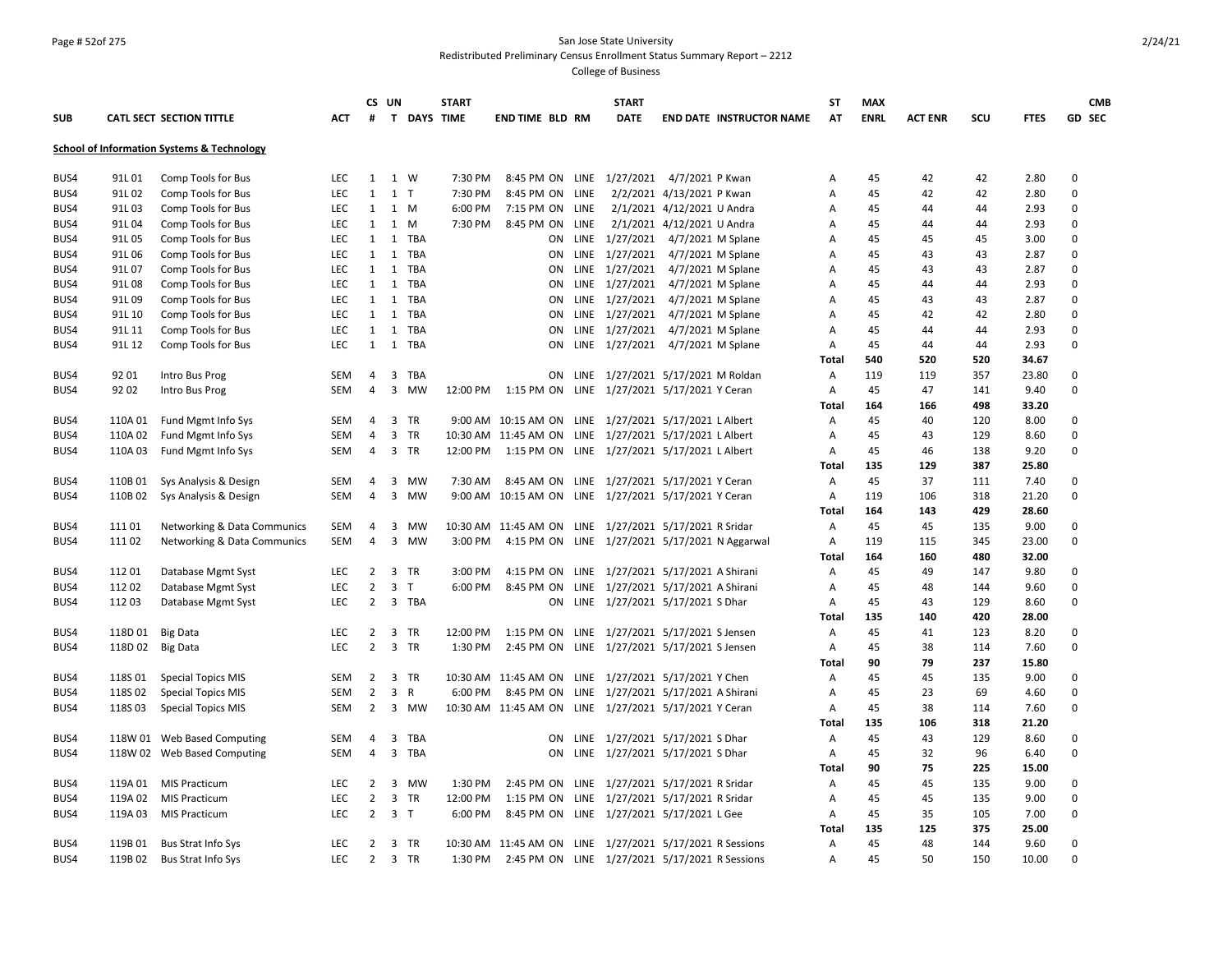San Jose State University
Redistributed Preliminary Census Enrollment Status Summary Report – 2212
College of Business

| SUB | CATL SECT | SECTION TITTLE | ACT | CS # | UN T | DAYS | START TIME | END TIME | BLD | RM | START DATE | END DATE | INSTRUCTOR NAME | ST AT | MAX ENRL | ACT ENR | SCU | FTES | GD | CMB SEC |
|---|---|---|---|---|---|---|---|---|---|---|---|---|---|---|---|---|---|---|---|---|
| **School of Information Systems & Technology** | | | | | | | | | | | | | | | | | | | | |
| BUS4 | 91L 01 | Comp Tools for Bus | LEC | 1 | 1 | W | 7:30 PM | 8:45 PM | ON | LINE | 1/27/2021 | 4/7/2021 | P Kwan | A | 45 | 42 | 42 | 2.80 | 0 | |
| BUS4 | 91L 02 | Comp Tools for Bus | LEC | 1 | 1 | T | 7:30 PM | 8:45 PM | ON | LINE | 2/2/2021 | 4/13/2021 | P Kwan | A | 45 | 42 | 42 | 2.80 | 0 | |
| BUS4 | 91L 03 | Comp Tools for Bus | LEC | 1 | 1 | M | 6:00 PM | 7:15 PM | ON | LINE | 2/1/2021 | 4/12/2021 | U Andra | A | 45 | 44 | 44 | 2.93 | 0 | |
| BUS4 | 91L 04 | Comp Tools for Bus | LEC | 1 | 1 | M | 7:30 PM | 8:45 PM | ON | LINE | 2/1/2021 | 4/12/2021 | U Andra | A | 45 | 44 | 44 | 2.93 | 0 | |
| BUS4 | 91L 05 | Comp Tools for Bus | LEC | 1 | 1 | TBA | | | ON | LINE | 1/27/2021 | 4/7/2021 | M Splane | A | 45 | 45 | 45 | 3.00 | 0 | |
| BUS4 | 91L 06 | Comp Tools for Bus | LEC | 1 | 1 | TBA | | | ON | LINE | 1/27/2021 | 4/7/2021 | M Splane | A | 45 | 43 | 43 | 2.87 | 0 | |
| BUS4 | 91L 07 | Comp Tools for Bus | LEC | 1 | 1 | TBA | | | ON | LINE | 1/27/2021 | 4/7/2021 | M Splane | A | 45 | 43 | 43 | 2.87 | 0 | |
| BUS4 | 91L 08 | Comp Tools for Bus | LEC | 1 | 1 | TBA | | | ON | LINE | 1/27/2021 | 4/7/2021 | M Splane | A | 45 | 44 | 44 | 2.93 | 0 | |
| BUS4 | 91L 09 | Comp Tools for Bus | LEC | 1 | 1 | TBA | | | ON | LINE | 1/27/2021 | 4/7/2021 | M Splane | A | 45 | 43 | 43 | 2.87 | 0 | |
| BUS4 | 91L 10 | Comp Tools for Bus | LEC | 1 | 1 | TBA | | | ON | LINE | 1/27/2021 | 4/7/2021 | M Splane | A | 45 | 42 | 42 | 2.80 | 0 | |
| BUS4 | 91L 11 | Comp Tools for Bus | LEC | 1 | 1 | TBA | | | ON | LINE | 1/27/2021 | 4/7/2021 | M Splane | A | 45 | 44 | 44 | 2.93 | 0 | |
| BUS4 | 91L 12 | Comp Tools for Bus | LEC | 1 | 1 | TBA | | | ON | LINE | 1/27/2021 | 4/7/2021 | M Splane | A | 45 | 44 | 44 | 2.93 | 0 | |
| | | | | | | | | | | | | | | **Total** | **540** | **520** | **520** | **34.67** | | |
| BUS4 | 92 01 | Intro Bus Prog | SEM | 4 | 3 | TBA | | | ON | LINE | 1/27/2021 | 5/17/2021 | M Roldan | A | 119 | 119 | 357 | 23.80 | 0 | |
| BUS4 | 92 02 | Intro Bus Prog | SEM | 4 | 3 | MW | 12:00 PM | 1:15 PM | ON | LINE | 1/27/2021 | 5/17/2021 | Y Ceran | A | 45 | 47 | 141 | 9.40 | 0 | |
| | | | | | | | | | | | | | | **Total** | **164** | **166** | **498** | **33.20** | | |
| BUS4 | 110A 01 | Fund Mgmt Info Sys | SEM | 4 | 3 | TR | 9:00 AM | 10:15 AM | ON | LINE | 1/27/2021 | 5/17/2021 | L Albert | A | 45 | 40 | 120 | 8.00 | 0 | |
| BUS4 | 110A 02 | Fund Mgmt Info Sys | SEM | 4 | 3 | TR | 10:30 AM | 11:45 AM | ON | LINE | 1/27/2021 | 5/17/2021 | L Albert | A | 45 | 43 | 129 | 8.60 | 0 | |
| BUS4 | 110A 03 | Fund Mgmt Info Sys | SEM | 4 | 3 | TR | 12:00 PM | 1:15 PM | ON | LINE | 1/27/2021 | 5/17/2021 | L Albert | A | 45 | 46 | 138 | 9.20 | 0 | |
| | | | | | | | | | | | | | | **Total** | **135** | **129** | **387** | **25.80** | | |
| BUS4 | 110B 01 | Sys Analysis & Design | SEM | 4 | 3 | MW | 7:30 AM | 8:45 AM | ON | LINE | 1/27/2021 | 5/17/2021 | Y Ceran | A | 45 | 37 | 111 | 7.40 | 0 | |
| BUS4 | 110B 02 | Sys Analysis & Design | SEM | 4 | 3 | MW | 9:00 AM | 10:15 AM | ON | LINE | 1/27/2021 | 5/17/2021 | Y Ceran | A | 119 | 106 | 318 | 21.20 | 0 | |
| | | | | | | | | | | | | | | **Total** | **164** | **143** | **429** | **28.60** | | |
| BUS4 | 111 01 | Networking & Data Communics | SEM | 4 | 3 | MW | 10:30 AM | 11:45 AM | ON | LINE | 1/27/2021 | 5/17/2021 | R Sridar | A | 45 | 45 | 135 | 9.00 | 0 | |
| BUS4 | 111 02 | Networking & Data Communics | SEM | 4 | 3 | MW | 3:00 PM | 4:15 PM | ON | LINE | 1/27/2021 | 5/17/2021 | N Aggarwal | A | 119 | 115 | 345 | 23.00 | 0 | |
| | | | | | | | | | | | | | | **Total** | **164** | **160** | **480** | **32.00** | | |
| BUS4 | 112 01 | Database Mgmt Syst | LEC | 2 | 3 | TR | 3:00 PM | 4:15 PM | ON | LINE | 1/27/2021 | 5/17/2021 | A Shirani | A | 45 | 49 | 147 | 9.80 | 0 | |
| BUS4 | 112 02 | Database Mgmt Syst | LEC | 2 | 3 | T | 6:00 PM | 8:45 PM | ON | LINE | 1/27/2021 | 5/17/2021 | A Shirani | A | 45 | 48 | 144 | 9.60 | 0 | |
| BUS4 | 112 03 | Database Mgmt Syst | LEC | 2 | 3 | TBA | | | ON | LINE | 1/27/2021 | 5/17/2021 | S Dhar | A | 45 | 43 | 129 | 8.60 | 0 | |
| | | | | | | | | | | | | | | **Total** | **135** | **140** | **420** | **28.00** | | |
| BUS4 | 118D 01 | Big Data | LEC | 2 | 3 | TR | 12:00 PM | 1:15 PM | ON | LINE | 1/27/2021 | 5/17/2021 | S Jensen | A | 45 | 41 | 123 | 8.20 | 0 | |
| BUS4 | 118D 02 | Big Data | LEC | 2 | 3 | TR | 1:30 PM | 2:45 PM | ON | LINE | 1/27/2021 | 5/17/2021 | S Jensen | A | 45 | 38 | 114 | 7.60 | 0 | |
| | | | | | | | | | | | | | | **Total** | **90** | **79** | **237** | **15.80** | | |
| BUS4 | 118S 01 | Special Topics MIS | SEM | 2 | 3 | TR | 10:30 AM | 11:45 AM | ON | LINE | 1/27/2021 | 5/17/2021 | Y Chen | A | 45 | 45 | 135 | 9.00 | 0 | |
| BUS4 | 118S 02 | Special Topics MIS | SEM | 2 | 3 | R | 6:00 PM | 8:45 PM | ON | LINE | 1/27/2021 | 5/17/2021 | A Shirani | A | 45 | 23 | 69 | 4.60 | 0 | |
| BUS4 | 118S 03 | Special Topics MIS | SEM | 2 | 3 | MW | 10:30 AM | 11:45 AM | ON | LINE | 1/27/2021 | 5/17/2021 | Y Ceran | A | 45 | 38 | 114 | 7.60 | 0 | |
| | | | | | | | | | | | | | | **Total** | **135** | **106** | **318** | **21.20** | | |
| BUS4 | 118W 01 | Web Based Computing | SEM | 4 | 3 | TBA | | | ON | LINE | 1/27/2021 | 5/17/2021 | S Dhar | A | 45 | 43 | 129 | 8.60 | 0 | |
| BUS4 | 118W 02 | Web Based Computing | SEM | 4 | 3 | TBA | | | ON | LINE | 1/27/2021 | 5/17/2021 | S Dhar | A | 45 | 32 | 96 | 6.40 | 0 | |
| | | | | | | | | | | | | | | **Total** | **90** | **75** | **225** | **15.00** | | |
| BUS4 | 119A 01 | MIS Practicum | LEC | 2 | 3 | MW | 1:30 PM | 2:45 PM | ON | LINE | 1/27/2021 | 5/17/2021 | R Sridar | A | 45 | 45 | 135 | 9.00 | 0 | |
| BUS4 | 119A 02 | MIS Practicum | LEC | 2 | 3 | TR | 12:00 PM | 1:15 PM | ON | LINE | 1/27/2021 | 5/17/2021 | R Sridar | A | 45 | 45 | 135 | 9.00 | 0 | |
| BUS4 | 119A 03 | MIS Practicum | LEC | 2 | 3 | T | 6:00 PM | 8:45 PM | ON | LINE | 1/27/2021 | 5/17/2021 | L Gee | A | 45 | 35 | 105 | 7.00 | 0 | |
| | | | | | | | | | | | | | | **Total** | **135** | **125** | **375** | **25.00** | | |
| BUS4 | 119B 01 | Bus Strat Info Sys | LEC | 2 | 3 | TR | 10:30 AM | 11:45 AM | ON | LINE | 1/27/2021 | 5/17/2021 | R Sessions | A | 45 | 48 | 144 | 9.60 | 0 | |
| BUS4 | 119B 02 | Bus Strat Info Sys | LEC | 2 | 3 | TR | 1:30 PM | 2:45 PM | ON | LINE | 1/27/2021 | 5/17/2021 | R Sessions | A | 45 | 50 | 150 | 10.00 | 0 | |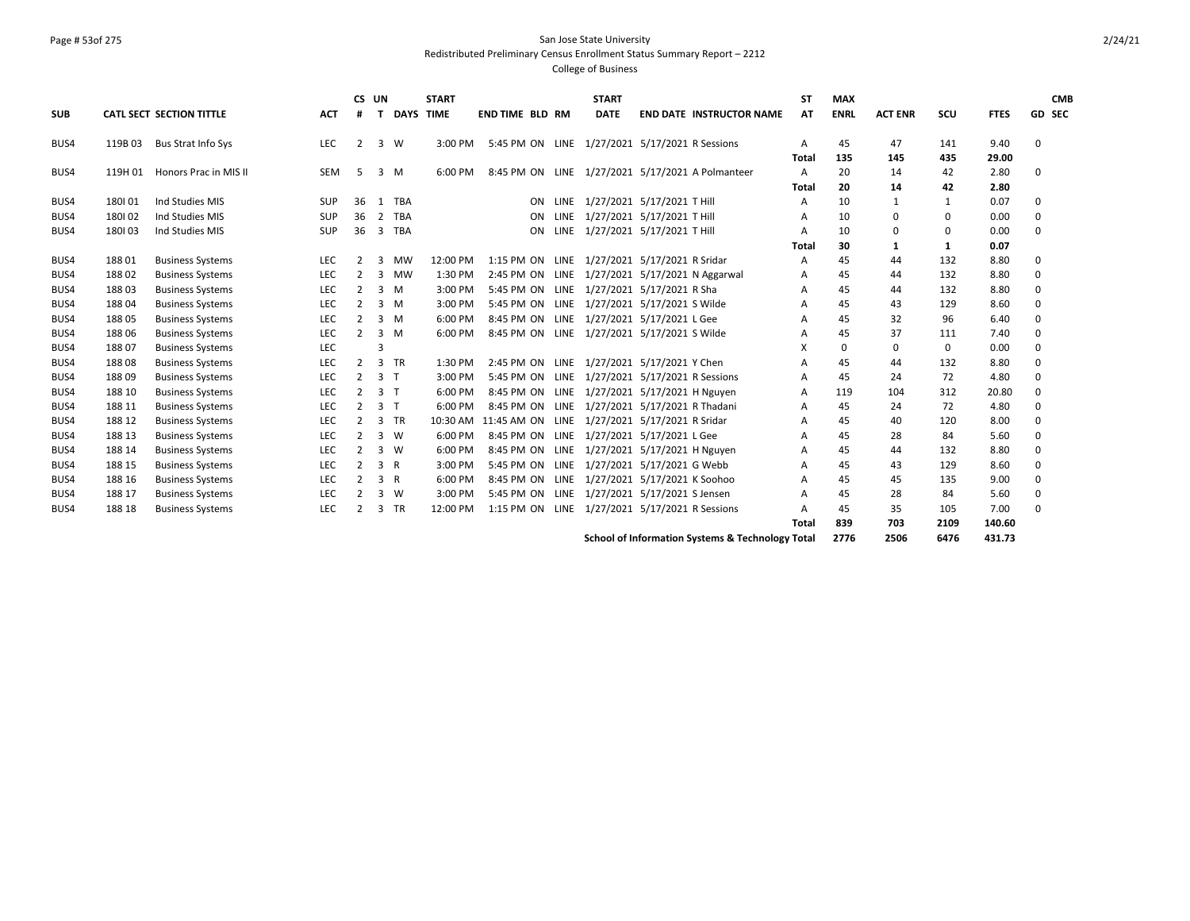San Jose State University
Redistributed Preliminary Census Enrollment Status Summary Report – 2212
College of Business

| SUB | CATL SECT | SECTION TITTLE | ACT | CS # | UN T | DAYS | START TIME | END TIME | BLD | RM | START DATE | END DATE | INSTRUCTOR NAME | ST AT | MAX ENRL | ACT ENR | SCU | FTES | GD | CMB SEC |
|---|---|---|---|---|---|---|---|---|---|---|---|---|---|---|---|---|---|---|---|---|
| BUS4 | 119B 03 | Bus Strat Info Sys | LEC | 2 | 3 | W | 3:00 PM | 5:45 PM | ON | LINE | 1/27/2021 | 5/17/2021 | R Sessions | A | 45 | 47 | 141 | 9.40 | 0 | |
| | | | | | | | | | | | | | | Total | 135 | 145 | 435 | 29.00 | | |
| BUS4 | 119H 01 | Honors Prac in MIS II | SEM | 5 | 3 | M | 6:00 PM | 8:45 PM | ON | LINE | 1/27/2021 | 5/17/2021 | A Polmanteer | A | 20 | 14 | 42 | 2.80 | 0 | |
| | | | | | | | | | | | | | | Total | 20 | 14 | 42 | 2.80 | | |
| BUS4 | 180I 01 | Ind Studies MIS | SUP | 36 | 1 | TBA | | | ON | LINE | 1/27/2021 | 5/17/2021 | T Hill | A | 10 | 1 | 1 | 0.07 | 0 | |
| BUS4 | 180I 02 | Ind Studies MIS | SUP | 36 | 2 | TBA | | | ON | LINE | 1/27/2021 | 5/17/2021 | T Hill | A | 10 | 0 | 0 | 0.00 | 0 | |
| BUS4 | 180I 03 | Ind Studies MIS | SUP | 36 | 3 | TBA | | | ON | LINE | 1/27/2021 | 5/17/2021 | T Hill | A | 10 | 0 | 0 | 0.00 | 0 | |
| | | | | | | | | | | | | | | Total | 30 | 1 | 1 | 0.07 | | |
| BUS4 | 188 01 | Business Systems | LEC | 2 | 3 | MW | 12:00 PM | 1:15 PM | ON | LINE | 1/27/2021 | 5/17/2021 | R Sridar | A | 45 | 44 | 132 | 8.80 | 0 | |
| BUS4 | 188 02 | Business Systems | LEC | 2 | 3 | MW | 1:30 PM | 2:45 PM | ON | LINE | 1/27/2021 | 5/17/2021 | N Aggarwal | A | 45 | 44 | 132 | 8.80 | 0 | |
| BUS4 | 188 03 | Business Systems | LEC | 2 | 3 | M | 3:00 PM | 5:45 PM | ON | LINE | 1/27/2021 | 5/17/2021 | R Sha | A | 45 | 44 | 132 | 8.80 | 0 | |
| BUS4 | 188 04 | Business Systems | LEC | 2 | 3 | M | 3:00 PM | 5:45 PM | ON | LINE | 1/27/2021 | 5/17/2021 | S Wilde | A | 45 | 43 | 129 | 8.60 | 0 | |
| BUS4 | 188 05 | Business Systems | LEC | 2 | 3 | M | 6:00 PM | 8:45 PM | ON | LINE | 1/27/2021 | 5/17/2021 | L Gee | A | 45 | 32 | 96 | 6.40 | 0 | |
| BUS4 | 188 06 | Business Systems | LEC | 2 | 3 | M | 6:00 PM | 8:45 PM | ON | LINE | 1/27/2021 | 5/17/2021 | S Wilde | A | 45 | 37 | 111 | 7.40 | 0 | |
| BUS4 | 188 07 | Business Systems | LEC | | 3 | | | | | | | | | X | 0 | 0 | 0 | 0.00 | 0 | |
| BUS4 | 188 08 | Business Systems | LEC | 2 | 3 | TR | 1:30 PM | 2:45 PM | ON | LINE | 1/27/2021 | 5/17/2021 | Y Chen | A | 45 | 44 | 132 | 8.80 | 0 | |
| BUS4 | 188 09 | Business Systems | LEC | 2 | 3 | T | 3:00 PM | 5:45 PM | ON | LINE | 1/27/2021 | 5/17/2021 | R Sessions | A | 45 | 24 | 72 | 4.80 | 0 | |
| BUS4 | 188 10 | Business Systems | LEC | 2 | 3 | T | 6:00 PM | 8:45 PM | ON | LINE | 1/27/2021 | 5/17/2021 | H Nguyen | A | 119 | 104 | 312 | 20.80 | 0 | |
| BUS4 | 188 11 | Business Systems | LEC | 2 | 3 | T | 6:00 PM | 8:45 PM | ON | LINE | 1/27/2021 | 5/17/2021 | R Thadani | A | 45 | 24 | 72 | 4.80 | 0 | |
| BUS4 | 188 12 | Business Systems | LEC | 2 | 3 | TR | 10:30 AM | 11:45 AM | ON | LINE | 1/27/2021 | 5/17/2021 | R Sridar | A | 45 | 40 | 120 | 8.00 | 0 | |
| BUS4 | 188 13 | Business Systems | LEC | 2 | 3 | W | 6:00 PM | 8:45 PM | ON | LINE | 1/27/2021 | 5/17/2021 | L Gee | A | 45 | 28 | 84 | 5.60 | 0 | |
| BUS4 | 188 14 | Business Systems | LEC | 2 | 3 | W | 6:00 PM | 8:45 PM | ON | LINE | 1/27/2021 | 5/17/2021 | H Nguyen | A | 45 | 44 | 132 | 8.80 | 0 | |
| BUS4 | 188 15 | Business Systems | LEC | 2 | 3 | R | 3:00 PM | 5:45 PM | ON | LINE | 1/27/2021 | 5/17/2021 | G Webb | A | 45 | 43 | 129 | 8.60 | 0 | |
| BUS4 | 188 16 | Business Systems | LEC | 2 | 3 | R | 6:00 PM | 8:45 PM | ON | LINE | 1/27/2021 | 5/17/2021 | K Soohoo | A | 45 | 45 | 135 | 9.00 | 0 | |
| BUS4 | 188 17 | Business Systems | LEC | 2 | 3 | W | 3:00 PM | 5:45 PM | ON | LINE | 1/27/2021 | 5/17/2021 | S Jensen | A | 45 | 28 | 84 | 5.60 | 0 | |
| BUS4 | 188 18 | Business Systems | LEC | 2 | 3 | TR | 12:00 PM | 1:15 PM | ON | LINE | 1/27/2021 | 5/17/2021 | R Sessions | A | 45 | 35 | 105 | 7.00 | 0 | |
| | | | | | | | | | | | | | | Total | 839 | 703 | 2109 | 140.60 | | |
| | | | | | | | | | | | | | School of Information Systems & Technology Total | | 2776 | 2506 | 6476 | 431.73 | | |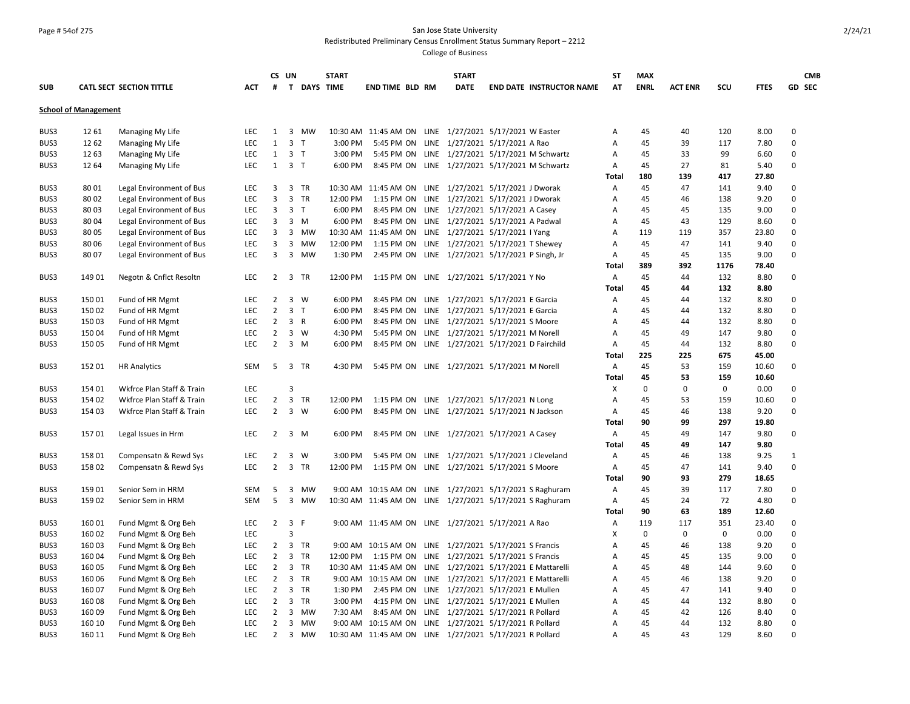San Jose State University

Redistributed Preliminary Census Enrollment Status Summary Report – 2212

College of Business

| SUB | CATL | SECT | SECTION TITTLE | ACT | CS # | UN T | DAYS | START TIME | END TIME | BLD | RM | START DATE | END DATE | INSTRUCTOR NAME | ST AT | MAX ENRL | ACT ENR | SCU | FTES | GD | CMB SEC |
|---|---|---|---|---|---|---|---|---|---|---|---|---|---|---|---|---|---|---|---|---|---|
| **School of Management** | | | | | | | | | | | | | | | | | | | | | |
| BUS3 | 12 | 61 | Managing My Life | LEC | 1 | 3 | MW | 10:30 AM | 11:45 AM | ON | LINE | 1/27/2021 | 5/17/2021 | W Easter | A | 45 | 40 | 120 | 8.00 | 0 | |
| BUS3 | 12 | 62 | Managing My Life | LEC | 1 | 3 | T | 3:00 PM | 5:45 PM | ON | LINE | 1/27/2021 | 5/17/2021 | A Rao | A | 45 | 39 | 117 | 7.80 | 0 | |
| BUS3 | 12 | 63 | Managing My Life | LEC | 1 | 3 | T | 3:00 PM | 5:45 PM | ON | LINE | 1/27/2021 | 5/17/2021 | M Schwartz | A | 45 | 33 | 99 | 6.60 | 0 | |
| BUS3 | 12 | 64 | Managing My Life | LEC | 1 | 3 | T | 6:00 PM | 8:45 PM | ON | LINE | 1/27/2021 | 5/17/2021 | M Schwartz | A | 45 | 27 | 81 | 5.40 | 0 | |
| | | | | | | | | | | | | | | | **Total** | **180** | **139** | **417** | **27.80** | | |
| BUS3 | 80 | 01 | Legal Environment of Bus | LEC | 3 | 3 | TR | 10:30 AM | 11:45 AM | ON | LINE | 1/27/2021 | 5/17/2021 | J Dworak | A | 45 | 47 | 141 | 9.40 | 0 | |
| BUS3 | 80 | 02 | Legal Environment of Bus | LEC | 3 | 3 | TR | 12:00 PM | 1:15 PM | ON | LINE | 1/27/2021 | 5/17/2021 | J Dworak | A | 45 | 46 | 138 | 9.20 | 0 | |
| BUS3 | 80 | 03 | Legal Environment of Bus | LEC | 3 | 3 | T | 6:00 PM | 8:45 PM | ON | LINE | 1/27/2021 | 5/17/2021 | A Casey | A | 45 | 45 | 135 | 9.00 | 0 | |
| BUS3 | 80 | 04 | Legal Environment of Bus | LEC | 3 | 3 | M | 6:00 PM | 8:45 PM | ON | LINE | 1/27/2021 | 5/17/2021 | A Padwal | A | 45 | 43 | 129 | 8.60 | 0 | |
| BUS3 | 80 | 05 | Legal Environment of Bus | LEC | 3 | 3 | MW | 10:30 AM | 11:45 AM | ON | LINE | 1/27/2021 | 5/17/2021 | I Yang | A | 119 | 119 | 357 | 23.80 | 0 | |
| BUS3 | 80 | 06 | Legal Environment of Bus | LEC | 3 | 3 | MW | 12:00 PM | 1:15 PM | ON | LINE | 1/27/2021 | 5/17/2021 | T Shewey | A | 45 | 47 | 141 | 9.40 | 0 | |
| BUS3 | 80 | 07 | Legal Environment of Bus | LEC | 3 | 3 | MW | 1:30 PM | 2:45 PM | ON | LINE | 1/27/2021 | 5/17/2021 | P Singh, Jr | A | 45 | 45 | 135 | 9.00 | 0 | |
| | | | | | | | | | | | | | | | **Total** | **389** | **392** | **1176** | **78.40** | | |
| BUS3 | 149 | 01 | Negotn & Cnflct Resoltn | LEC | 2 | 3 | TR | 12:00 PM | 1:15 PM | ON | LINE | 1/27/2021 | 5/17/2021 | Y No | A | 45 | 44 | 132 | 8.80 | 0 | |
| | | | | | | | | | | | | | | | **Total** | **45** | **44** | **132** | **8.80** | | |
| BUS3 | 150 | 01 | Fund of HR Mgmt | LEC | 2 | 3 | W | 6:00 PM | 8:45 PM | ON | LINE | 1/27/2021 | 5/17/2021 | E Garcia | A | 45 | 44 | 132 | 8.80 | 0 | |
| BUS3 | 150 | 02 | Fund of HR Mgmt | LEC | 2 | 3 | T | 6:00 PM | 8:45 PM | ON | LINE | 1/27/2021 | 5/17/2021 | E Garcia | A | 45 | 44 | 132 | 8.80 | 0 | |
| BUS3 | 150 | 03 | Fund of HR Mgmt | LEC | 2 | 3 | R | 6:00 PM | 8:45 PM | ON | LINE | 1/27/2021 | 5/17/2021 | S Moore | A | 45 | 44 | 132 | 8.80 | 0 | |
| BUS3 | 150 | 04 | Fund of HR Mgmt | LEC | 2 | 3 | W | 4:30 PM | 5:45 PM | ON | LINE | 1/27/2021 | 5/17/2021 | M Norell | A | 45 | 49 | 147 | 9.80 | 0 | |
| BUS3 | 150 | 05 | Fund of HR Mgmt | LEC | 2 | 3 | M | 6:00 PM | 8:45 PM | ON | LINE | 1/27/2021 | 5/17/2021 | D Fairchild | A | 45 | 44 | 132 | 8.80 | 0 | |
| | | | | | | | | | | | | | | | **Total** | **225** | **225** | **675** | **45.00** | | |
| BUS3 | 152 | 01 | HR Analytics | SEM | 5 | 3 | TR | 4:30 PM | 5:45 PM | ON | LINE | 1/27/2021 | 5/17/2021 | M Norell | A | 45 | 53 | 159 | 10.60 | 0 | |
| | | | | | | | | | | | | | | | **Total** | **45** | **53** | **159** | **10.60** | | |
| BUS3 | 154 | 01 | Wkfrce Plan Staff & Train | LEC | | 3 | | | | | | | | | X | 0 | 0 | 0 | 0.00 | 0 | |
| BUS3 | 154 | 02 | Wkfrce Plan Staff & Train | LEC | 2 | 3 | TR | 12:00 PM | 1:15 PM | ON | LINE | 1/27/2021 | 5/17/2021 | N Long | A | 45 | 53 | 159 | 10.60 | 0 | |
| BUS3 | 154 | 03 | Wkfrce Plan Staff & Train | LEC | 2 | 3 | W | 6:00 PM | 8:45 PM | ON | LINE | 1/27/2021 | 5/17/2021 | N Jackson | A | 45 | 46 | 138 | 9.20 | 0 | |
| | | | | | | | | | | | | | | | **Total** | **90** | **99** | **297** | **19.80** | | |
| BUS3 | 157 | 01 | Legal Issues in Hrm | LEC | 2 | 3 | M | 6:00 PM | 8:45 PM | ON | LINE | 1/27/2021 | 5/17/2021 | A Casey | A | 45 | 49 | 147 | 9.80 | 0 | |
| | | | | | | | | | | | | | | | **Total** | **45** | **49** | **147** | **9.80** | | |
| BUS3 | 158 | 01 | Compensatn & Rewd Sys | LEC | 2 | 3 | W | 3:00 PM | 5:45 PM | ON | LINE | 1/27/2021 | 5/17/2021 | J Cleveland | A | 45 | 46 | 138 | 9.25 | 1 | |
| BUS3 | 158 | 02 | Compensatn & Rewd Sys | LEC | 2 | 3 | TR | 12:00 PM | 1:15 PM | ON | LINE | 1/27/2021 | 5/17/2021 | S Moore | A | 45 | 47 | 141 | 9.40 | 0 | |
| | | | | | | | | | | | | | | | **Total** | **90** | **93** | **279** | **18.65** | | |
| BUS3 | 159 | 01 | Senior Sem in HRM | SEM | 5 | 3 | MW | 9:00 AM | 10:15 AM | ON | LINE | 1/27/2021 | 5/17/2021 | S Raghuram | A | 45 | 39 | 117 | 7.80 | 0 | |
| BUS3 | 159 | 02 | Senior Sem in HRM | SEM | 5 | 3 | MW | 10:30 AM | 11:45 AM | ON | LINE | 1/27/2021 | 5/17/2021 | S Raghuram | A | 45 | 24 | 72 | 4.80 | 0 | |
| | | | | | | | | | | | | | | | **Total** | **90** | **63** | **189** | **12.60** | | |
| BUS3 | 160 | 01 | Fund Mgmt & Org Beh | LEC | 2 | 3 | F | 9:00 AM | 11:45 AM | ON | LINE | 1/27/2021 | 5/17/2021 | A Rao | A | 119 | 117 | 351 | 23.40 | 0 | |
| BUS3 | 160 | 02 | Fund Mgmt & Org Beh | LEC | | 3 | | | | | | | | | X | 0 | 0 | 0 | 0.00 | 0 | |
| BUS3 | 160 | 03 | Fund Mgmt & Org Beh | LEC | 2 | 3 | TR | 9:00 AM | 10:15 AM | ON | LINE | 1/27/2021 | 5/17/2021 | S Francis | A | 45 | 46 | 138 | 9.20 | 0 | |
| BUS3 | 160 | 04 | Fund Mgmt & Org Beh | LEC | 2 | 3 | TR | 12:00 PM | 1:15 PM | ON | LINE | 1/27/2021 | 5/17/2021 | S Francis | A | 45 | 45 | 135 | 9.00 | 0 | |
| BUS3 | 160 | 05 | Fund Mgmt & Org Beh | LEC | 2 | 3 | TR | 10:30 AM | 11:45 AM | ON | LINE | 1/27/2021 | 5/17/2021 | E Mattarelli | A | 45 | 48 | 144 | 9.60 | 0 | |
| BUS3 | 160 | 06 | Fund Mgmt & Org Beh | LEC | 2 | 3 | TR | 9:00 AM | 10:15 AM | ON | LINE | 1/27/2021 | 5/17/2021 | E Mattarelli | A | 45 | 46 | 138 | 9.20 | 0 | |
| BUS3 | 160 | 07 | Fund Mgmt & Org Beh | LEC | 2 | 3 | TR | 1:30 PM | 2:45 PM | ON | LINE | 1/27/2021 | 5/17/2021 | E Mullen | A | 45 | 47 | 141 | 9.40 | 0 | |
| BUS3 | 160 | 08 | Fund Mgmt & Org Beh | LEC | 2 | 3 | TR | 3:00 PM | 4:15 PM | ON | LINE | 1/27/2021 | 5/17/2021 | E Mullen | A | 45 | 44 | 132 | 8.80 | 0 | |
| BUS3 | 160 | 09 | Fund Mgmt & Org Beh | LEC | 2 | 3 | MW | 7:30 AM | 8:45 AM | ON | LINE | 1/27/2021 | 5/17/2021 | R Pollard | A | 45 | 42 | 126 | 8.40 | 0 | |
| BUS3 | 160 | 10 | Fund Mgmt & Org Beh | LEC | 2 | 3 | MW | 9:00 AM | 10:15 AM | ON | LINE | 1/27/2021 | 5/17/2021 | R Pollard | A | 45 | 44 | 132 | 8.80 | 0 | |
| BUS3 | 160 | 11 | Fund Mgmt & Org Beh | LEC | 2 | 3 | MW | 10:30 AM | 11:45 AM | ON | LINE | 1/27/2021 | 5/17/2021 | R Pollard | A | 45 | 43 | 129 | 8.60 | 0 | |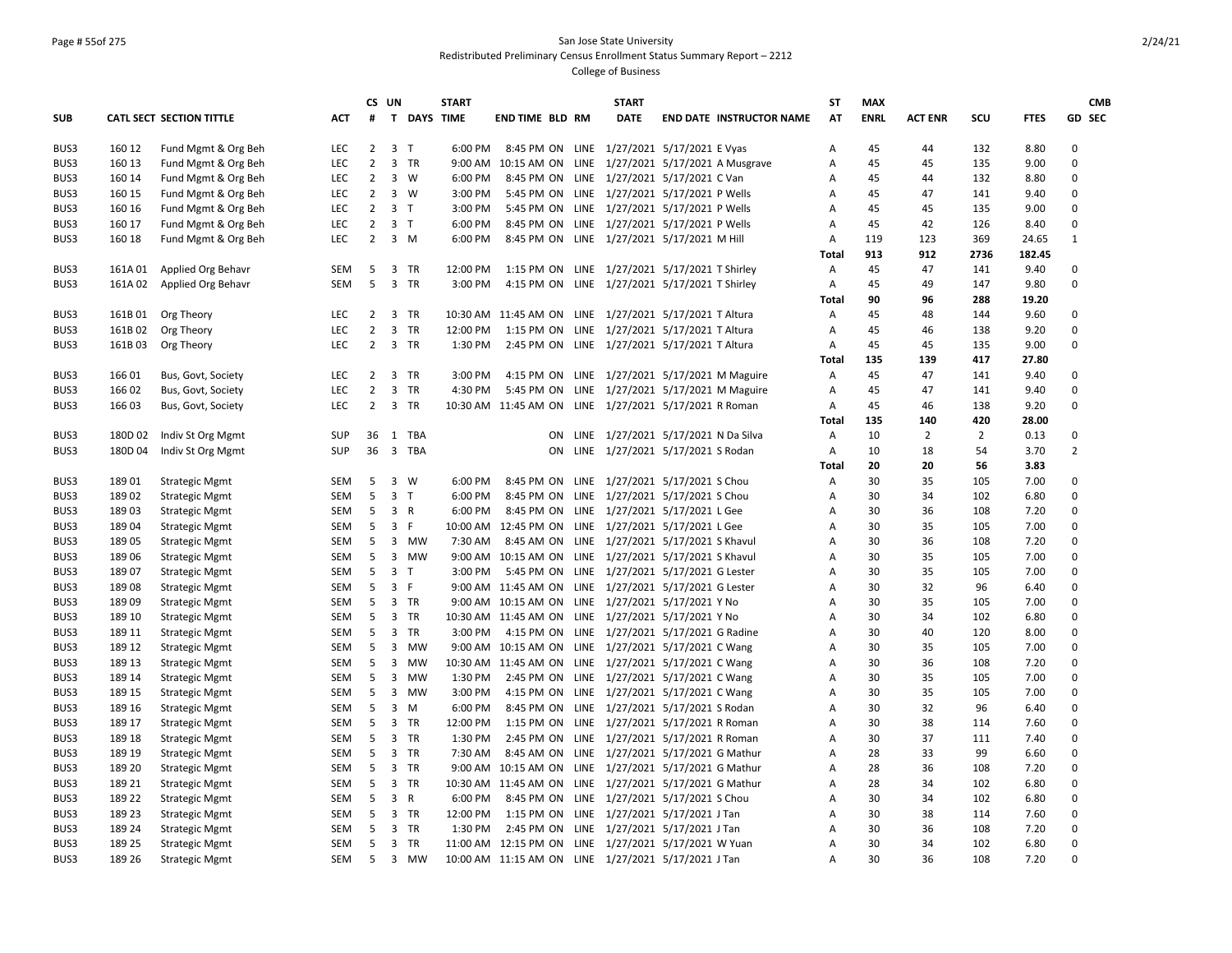San Jose State University

Redistributed Preliminary Census Enrollment Status Summary Report – 2212

College of Business

| SUB | CATL SECT | SECTION TITTLE | ACT | CS # | UN T | DAYS | START TIME | END TIME | BLD | RM | START DATE | END DATE | INSTRUCTOR NAME | ST AT | MAX ENRL | ACT ENR | SCU | FTES | GD | CMB SEC |
|---|---|---|---|---|---|---|---|---|---|---|---|---|---|---|---|---|---|---|---|---|
| BUS3 | 160 12 | Fund Mgmt & Org Beh | LEC | 2 | 3 | T | 6:00 PM | 8:45 PM | ON | LINE | 1/27/2021 | 5/17/2021 | E Vyas | A | 45 | 44 | 132 | 8.80 | 0 | |
| BUS3 | 160 13 | Fund Mgmt & Org Beh | LEC | 2 | 3 | TR | 9:00 AM | 10:15 AM | ON | LINE | 1/27/2021 | 5/17/2021 | A Musgrave | A | 45 | 45 | 135 | 9.00 | 0 | |
| BUS3 | 160 14 | Fund Mgmt & Org Beh | LEC | 2 | 3 | W | 6:00 PM | 8:45 PM | ON | LINE | 1/27/2021 | 5/17/2021 | C Van | A | 45 | 44 | 132 | 8.80 | 0 | |
| BUS3 | 160 15 | Fund Mgmt & Org Beh | LEC | 2 | 3 | W | 3:00 PM | 5:45 PM | ON | LINE | 1/27/2021 | 5/17/2021 | P Wells | A | 45 | 47 | 141 | 9.40 | 0 | |
| BUS3 | 160 16 | Fund Mgmt & Org Beh | LEC | 2 | 3 | T | 3:00 PM | 5:45 PM | ON | LINE | 1/27/2021 | 5/17/2021 | P Wells | A | 45 | 45 | 135 | 9.00 | 0 | |
| BUS3 | 160 17 | Fund Mgmt & Org Beh | LEC | 2 | 3 | T | 6:00 PM | 8:45 PM | ON | LINE | 1/27/2021 | 5/17/2021 | P Wells | A | 45 | 42 | 126 | 8.40 | 0 | |
| BUS3 | 160 18 | Fund Mgmt & Org Beh | LEC | 2 | 3 | M | 6:00 PM | 8:45 PM | ON | LINE | 1/27/2021 | 5/17/2021 | M Hill | A | 119 | 123 | 369 | 24.65 | 1 | |
| | | | | | | | | | | | | | | Total | 913 | 912 | 2736 | 182.45 | | |
| BUS3 | 161A 01 | Applied Org Behavr | SEM | 5 | 3 | TR | 12:00 PM | 1:15 PM | ON | LINE | 1/27/2021 | 5/17/2021 | T Shirley | A | 45 | 47 | 141 | 9.40 | 0 | |
| BUS3 | 161A 02 | Applied Org Behavr | SEM | 5 | 3 | TR | 3:00 PM | 4:15 PM | ON | LINE | 1/27/2021 | 5/17/2021 | T Shirley | A | 45 | 49 | 147 | 9.80 | 0 | |
| | | | | | | | | | | | | | | Total | 90 | 96 | 288 | 19.20 | | |
| BUS3 | 161B 01 | Org Theory | LEC | 2 | 3 | TR | 10:30 AM | 11:45 AM | ON | LINE | 1/27/2021 | 5/17/2021 | T Altura | A | 45 | 48 | 144 | 9.60 | 0 | |
| BUS3 | 161B 02 | Org Theory | LEC | 2 | 3 | TR | 12:00 PM | 1:15 PM | ON | LINE | 1/27/2021 | 5/17/2021 | T Altura | A | 45 | 46 | 138 | 9.20 | 0 | |
| BUS3 | 161B 03 | Org Theory | LEC | 2 | 3 | TR | 1:30 PM | 2:45 PM | ON | LINE | 1/27/2021 | 5/17/2021 | T Altura | A | 45 | 45 | 135 | 9.00 | 0 | |
| | | | | | | | | | | | | | | Total | 135 | 139 | 417 | 27.80 | | |
| BUS3 | 166 01 | Bus, Govt, Society | LEC | 2 | 3 | TR | 3:00 PM | 4:15 PM | ON | LINE | 1/27/2021 | 5/17/2021 | M Maguire | A | 45 | 47 | 141 | 9.40 | 0 | |
| BUS3 | 166 02 | Bus, Govt, Society | LEC | 2 | 3 | TR | 4:30 PM | 5:45 PM | ON | LINE | 1/27/2021 | 5/17/2021 | M Maguire | A | 45 | 47 | 141 | 9.40 | 0 | |
| BUS3 | 166 03 | Bus, Govt, Society | LEC | 2 | 3 | TR | 10:30 AM | 11:45 AM | ON | LINE | 1/27/2021 | 5/17/2021 | R Roman | A | 45 | 46 | 138 | 9.20 | 0 | |
| | | | | | | | | | | | | | | Total | 135 | 140 | 420 | 28.00 | | |
| BUS3 | 180D 02 | Indiv St Org Mgmt | SUP | 36 | 1 | TBA | | | ON | LINE | 1/27/2021 | 5/17/2021 | N Da Silva | A | 10 | 2 | 2 | 0.13 | 0 | |
| BUS3 | 180D 04 | Indiv St Org Mgmt | SUP | 36 | 3 | TBA | | | ON | LINE | 1/27/2021 | 5/17/2021 | S Rodan | A | 10 | 18 | 54 | 3.70 | 2 | |
| | | | | | | | | | | | | | | Total | 20 | 20 | 56 | 3.83 | | |
| BUS3 | 189 01 | Strategic Mgmt | SEM | 5 | 3 | W | 6:00 PM | 8:45 PM | ON | LINE | 1/27/2021 | 5/17/2021 | S Chou | A | 30 | 35 | 105 | 7.00 | 0 | |
| BUS3 | 189 02 | Strategic Mgmt | SEM | 5 | 3 | T | 6:00 PM | 8:45 PM | ON | LINE | 1/27/2021 | 5/17/2021 | S Chou | A | 30 | 34 | 102 | 6.80 | 0 | |
| BUS3 | 189 03 | Strategic Mgmt | SEM | 5 | 3 | R | 6:00 PM | 8:45 PM | ON | LINE | 1/27/2021 | 5/17/2021 | L Gee | A | 30 | 36 | 108 | 7.20 | 0 | |
| BUS3 | 189 04 | Strategic Mgmt | SEM | 5 | 3 | F | 10:00 AM | 12:45 PM | ON | LINE | 1/27/2021 | 5/17/2021 | L Gee | A | 30 | 35 | 105 | 7.00 | 0 | |
| BUS3 | 189 05 | Strategic Mgmt | SEM | 5 | 3 | MW | 7:30 AM | 8:45 AM | ON | LINE | 1/27/2021 | 5/17/2021 | S Khavul | A | 30 | 36 | 108 | 7.20 | 0 | |
| BUS3 | 189 06 | Strategic Mgmt | SEM | 5 | 3 | MW | 9:00 AM | 10:15 AM | ON | LINE | 1/27/2021 | 5/17/2021 | S Khavul | A | 30 | 35 | 105 | 7.00 | 0 | |
| BUS3 | 189 07 | Strategic Mgmt | SEM | 5 | 3 | T | 3:00 PM | 5:45 PM | ON | LINE | 1/27/2021 | 5/17/2021 | G Lester | A | 30 | 35 | 105 | 7.00 | 0 | |
| BUS3 | 189 08 | Strategic Mgmt | SEM | 5 | 3 | F | 9:00 AM | 11:45 AM | ON | LINE | 1/27/2021 | 5/17/2021 | G Lester | A | 30 | 32 | 96 | 6.40 | 0 | |
| BUS3 | 189 09 | Strategic Mgmt | SEM | 5 | 3 | TR | 9:00 AM | 10:15 AM | ON | LINE | 1/27/2021 | 5/17/2021 | Y No | A | 30 | 35 | 105 | 7.00 | 0 | |
| BUS3 | 189 10 | Strategic Mgmt | SEM | 5 | 3 | TR | 10:30 AM | 11:45 AM | ON | LINE | 1/27/2021 | 5/17/2021 | Y No | A | 30 | 34 | 102 | 6.80 | 0 | |
| BUS3 | 189 11 | Strategic Mgmt | SEM | 5 | 3 | TR | 3:00 PM | 4:15 PM | ON | LINE | 1/27/2021 | 5/17/2021 | G Radine | A | 30 | 40 | 120 | 8.00 | 0 | |
| BUS3 | 189 12 | Strategic Mgmt | SEM | 5 | 3 | MW | 9:00 AM | 10:15 AM | ON | LINE | 1/27/2021 | 5/17/2021 | C Wang | A | 30 | 35 | 105 | 7.00 | 0 | |
| BUS3 | 189 13 | Strategic Mgmt | SEM | 5 | 3 | MW | 10:30 AM | 11:45 AM | ON | LINE | 1/27/2021 | 5/17/2021 | C Wang | A | 30 | 36 | 108 | 7.20 | 0 | |
| BUS3 | 189 14 | Strategic Mgmt | SEM | 5 | 3 | MW | 1:30 PM | 2:45 PM | ON | LINE | 1/27/2021 | 5/17/2021 | C Wang | A | 30 | 35 | 105 | 7.00 | 0 | |
| BUS3 | 189 15 | Strategic Mgmt | SEM | 5 | 3 | MW | 3:00 PM | 4:15 PM | ON | LINE | 1/27/2021 | 5/17/2021 | C Wang | A | 30 | 35 | 105 | 7.00 | 0 | |
| BUS3 | 189 16 | Strategic Mgmt | SEM | 5 | 3 | M | 6:00 PM | 8:45 PM | ON | LINE | 1/27/2021 | 5/17/2021 | S Rodan | A | 30 | 32 | 96 | 6.40 | 0 | |
| BUS3 | 189 17 | Strategic Mgmt | SEM | 5 | 3 | TR | 12:00 PM | 1:15 PM | ON | LINE | 1/27/2021 | 5/17/2021 | R Roman | A | 30 | 38 | 114 | 7.60 | 0 | |
| BUS3 | 189 18 | Strategic Mgmt | SEM | 5 | 3 | TR | 1:30 PM | 2:45 PM | ON | LINE | 1/27/2021 | 5/17/2021 | R Roman | A | 30 | 37 | 111 | 7.40 | 0 | |
| BUS3 | 189 19 | Strategic Mgmt | SEM | 5 | 3 | TR | 7:30 AM | 8:45 AM | ON | LINE | 1/27/2021 | 5/17/2021 | G Mathur | A | 28 | 33 | 99 | 6.60 | 0 | |
| BUS3 | 189 20 | Strategic Mgmt | SEM | 5 | 3 | TR | 9:00 AM | 10:15 AM | ON | LINE | 1/27/2021 | 5/17/2021 | G Mathur | A | 28 | 36 | 108 | 7.20 | 0 | |
| BUS3 | 189 21 | Strategic Mgmt | SEM | 5 | 3 | TR | 10:30 AM | 11:45 AM | ON | LINE | 1/27/2021 | 5/17/2021 | G Mathur | A | 28 | 34 | 102 | 6.80 | 0 | |
| BUS3 | 189 22 | Strategic Mgmt | SEM | 5 | 3 | R | 6:00 PM | 8:45 PM | ON | LINE | 1/27/2021 | 5/17/2021 | S Chou | A | 30 | 34 | 102 | 6.80 | 0 | |
| BUS3 | 189 23 | Strategic Mgmt | SEM | 5 | 3 | TR | 12:00 PM | 1:15 PM | ON | LINE | 1/27/2021 | 5/17/2021 | J Tan | A | 30 | 38 | 114 | 7.60 | 0 | |
| BUS3 | 189 24 | Strategic Mgmt | SEM | 5 | 3 | TR | 1:30 PM | 2:45 PM | ON | LINE | 1/27/2021 | 5/17/2021 | J Tan | A | 30 | 36 | 108 | 7.20 | 0 | |
| BUS3 | 189 25 | Strategic Mgmt | SEM | 5 | 3 | TR | 11:00 AM | 12:15 PM | ON | LINE | 1/27/2021 | 5/17/2021 | W Yuan | A | 30 | 34 | 102 | 6.80 | 0 | |
| BUS3 | 189 26 | Strategic Mgmt | SEM | 5 | 3 | MW | 10:00 AM | 11:15 AM | ON | LINE | 1/27/2021 | 5/17/2021 | J Tan | A | 30 | 36 | 108 | 7.20 | 0 | |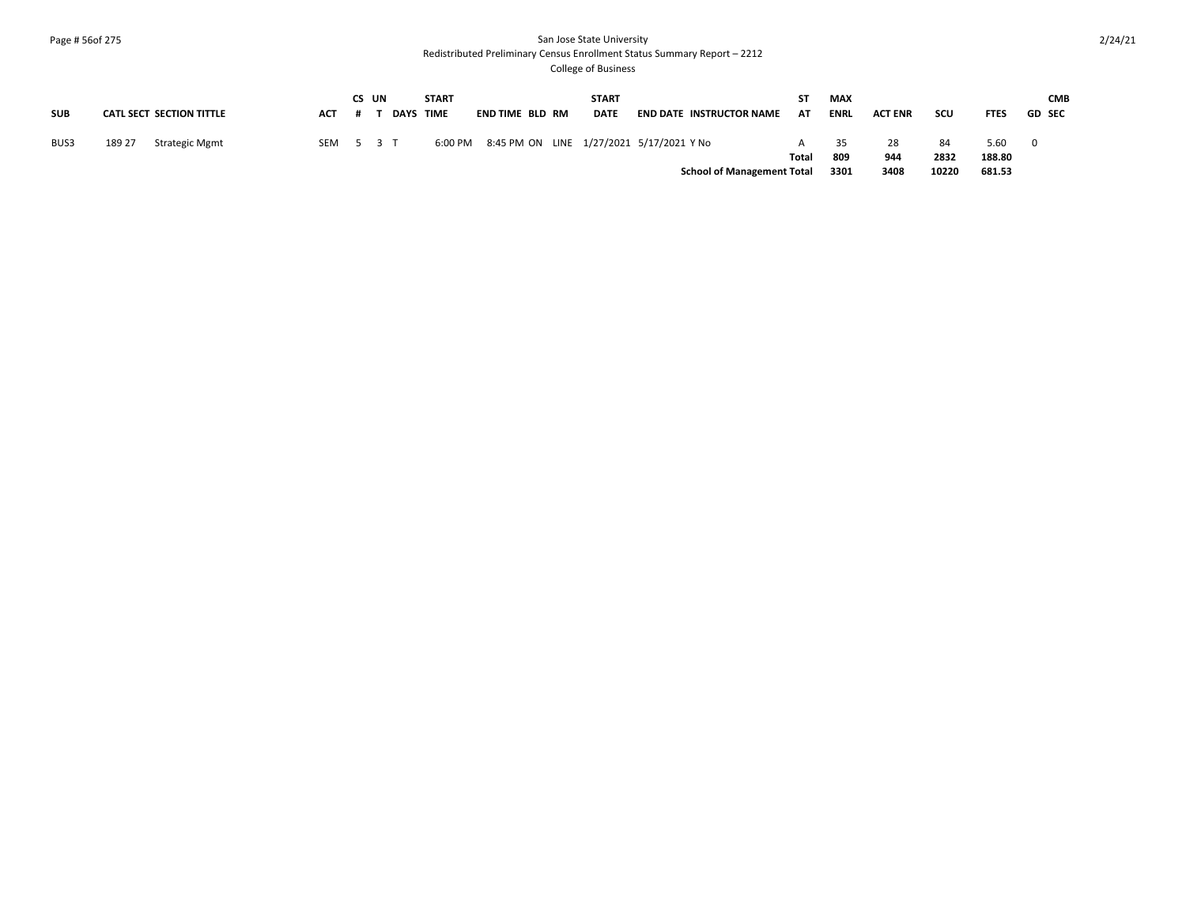San Jose State University
Redistributed Preliminary Census Enrollment Status Summary Report – 2212
College of Business

| SUB | CATL | SECT | SECTION TITTLE | ACT | CS # | UN T | DAYS | START TIME | END TIME | BLD | RM | START DATE | END DATE | INSTRUCTOR NAME | ST AT | MAX ENRL | ACT ENR | SCU | FTES | GD | CMB SEC |
|---|---|---|---|---|---|---|---|---|---|---|---|---|---|---|---|---|---|---|---|---|---|
| BUS3 | 189 | 27 | Strategic Mgmt | SEM | 5 | 3 | T | 6:00 PM | 8:45 PM | ON | LINE | 1/27/2021 | 5/17/2021 | Y No | A | 35 | 28 | 84 | 5.60 | 0 | |
| | | | | | | | | | | | | | | | **Total** | **809** | **944** | **2832** | **188.80** | | |
| | | | | | | | | | | | | | | **School of Management Total** | | **3301** | **3408** | **10220** | **681.53** | | |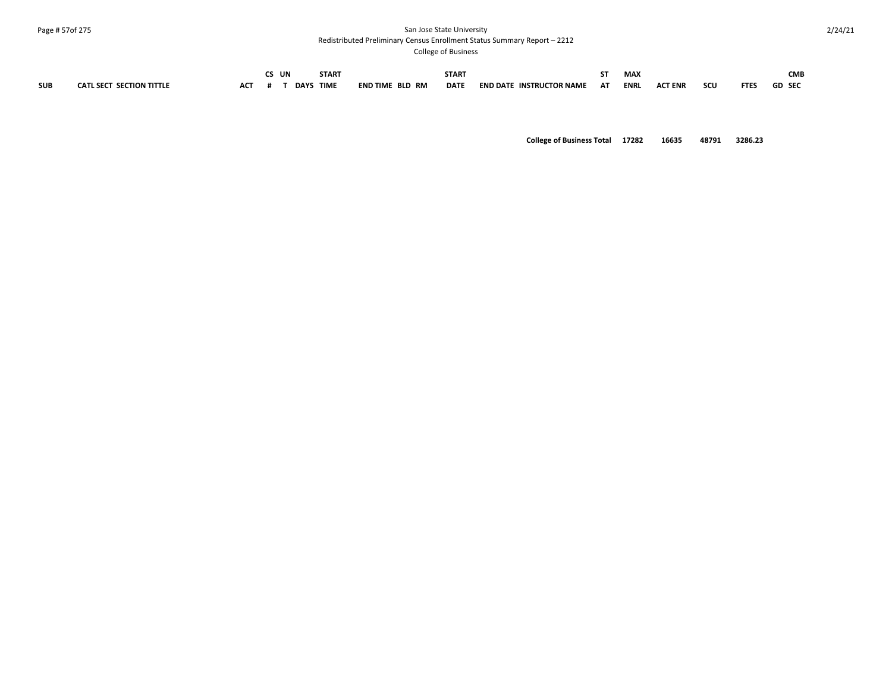| SUB | CATL SECT SECTION TITTLE | ACT | CS # | UN T | DAYS | START TIME | END TIME | BLD | RM | START DATE | END DATE | INSTRUCTOR NAME | ST AT | MAX ENRL | ACT ENR | SCU | FTES | GD | CMB SEC |
|---|---|---|---|---|---|---|---|---|---|---|---|---|---|---|---|---|---|---|---|
| | | | | | | | | | | | | College of Business Total | | 17282 | 16635 | 48791 | 3286.23 | | |